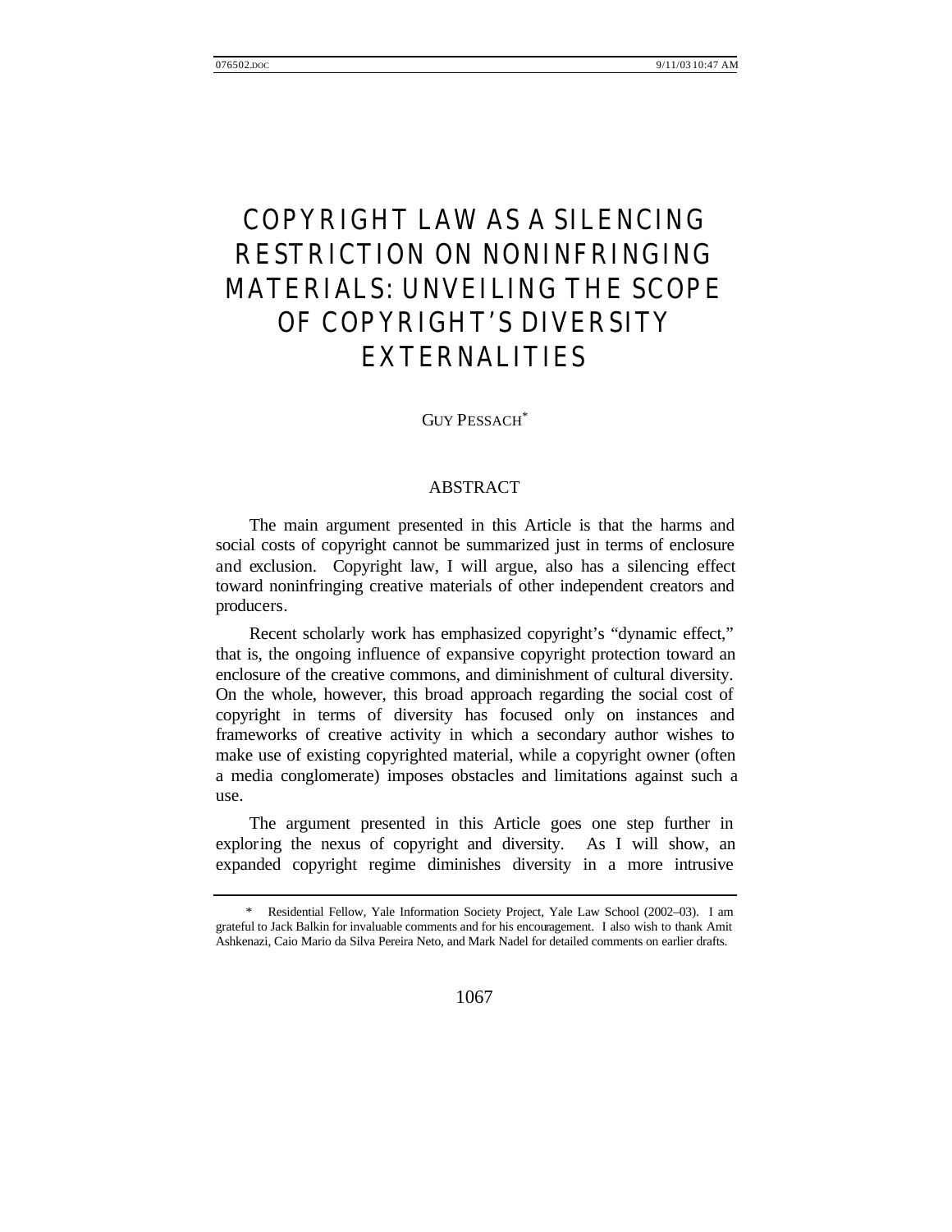# COPYRIGHT LAW AS A SILENCING RESTRICTION ON NONINFRINGING MATERIALS: UNVEILING THE SCOPE OF COPYRIGHT'S DIVERSITY EXTERNALITIES

GUY PESSACH*

## ABSTRACT

The main argument presented in this Article is that the harms and social costs of copyright cannot be summarized just in terms of enclosure and exclusion. Copyright law, I will argue, also has a silencing effect toward noninfringing creative materials of other independent creators and producers.

Recent scholarly work has emphasized copyright's "dynamic effect," that is, the ongoing influence of expansive copyright protection toward an enclosure of the creative commons, and diminishment of cultural diversity. On the whole, however, this broad approach regarding the social cost of copyright in terms of diversity has focused only on instances and frameworks of creative activity in which a secondary author wishes to make use of existing copyrighted material, while a copyright owner (often a media conglomerate) imposes obstacles and limitations against such a use.

The argument presented in this Article goes one step further in exploring the nexus of copyright and diversity. As I will show, an expanded copyright regime diminishes diversity in a more intrusive

---

\* Residential Fellow, Yale Information Society Project, Yale Law School (2002–03). I am grateful to Jack Balkin for invaluable comments and for his encouragement. I also wish to thank Amit Ashkenazi, Caio Mario da Silva Pereira Neto, and Mark Nadel for detailed comments on earlier drafts.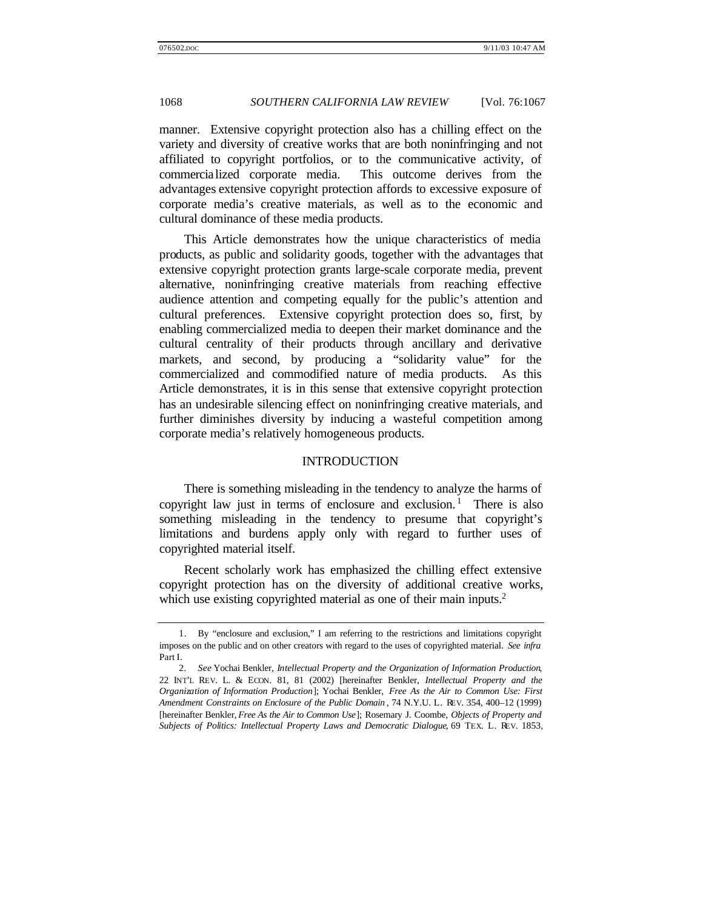manner. Extensive copyright protection also has a chilling effect on the variety and diversity of creative works that are both noninfringing and not affiliated to copyright portfolios, or to the communicative activity, of commercialized corporate media. This outcome derives from the advantages extensive copyright protection affords to excessive exposure of corporate media's creative materials, as well as to the economic and cultural dominance of these media products.

This Article demonstrates how the unique characteristics of media products, as public and solidarity goods, together with the advantages that extensive copyright protection grants large-scale corporate media, prevent alternative, noninfringing creative materials from reaching effective audience attention and competing equally for the public's attention and cultural preferences. Extensive copyright protection does so, first, by enabling commercialized media to deepen their market dominance and the cultural centrality of their products through ancillary and derivative markets, and second, by producing a "solidarity value" for the commercialized and commodified nature of media products. As this Article demonstrates, it is in this sense that extensive copyright protection has an undesirable silencing effect on noninfringing creative materials, and further diminishes diversity by inducing a wasteful competition among corporate media's relatively homogeneous products.

## INTRODUCTION

There is something misleading in the tendency to analyze the harms of copyright law just in terms of enclosure and exclusion.[1] There is also something misleading in the tendency to presume that copyright's limitations and burdens apply only with regard to further uses of copyrighted material itself.

Recent scholarly work has emphasized the chilling effect extensive copyright protection has on the diversity of additional creative works, which use existing copyrighted material as one of their main inputs.[2]

---

1. By "enclosure and exclusion," I am referring to the restrictions and limitations copyright imposes on the public and on other creators with regard to the uses of copyrighted material. *See infra* Part I.

2. *See* Yochai Benkler, *Intellectual Property and the Organization of Information Production*, 22 INT'L REV. L. & ECON. 81, 81 (2002) [hereinafter Benkler, *Intellectual Property and the Organization of Information Production*]; Yochai Benkler, *Free As the Air to Common Use: First Amendment Constraints on Enclosure of the Public Domain*, 74 N.Y.U. L. REV. 354, 400–12 (1999) [hereinafter Benkler, *Free As the Air to Common Use*]; Rosemary J. Coombe, *Objects of Property and Subjects of Politics: Intellectual Property Laws and Democratic Dialogue*, 69 TEX. L. REV. 1853,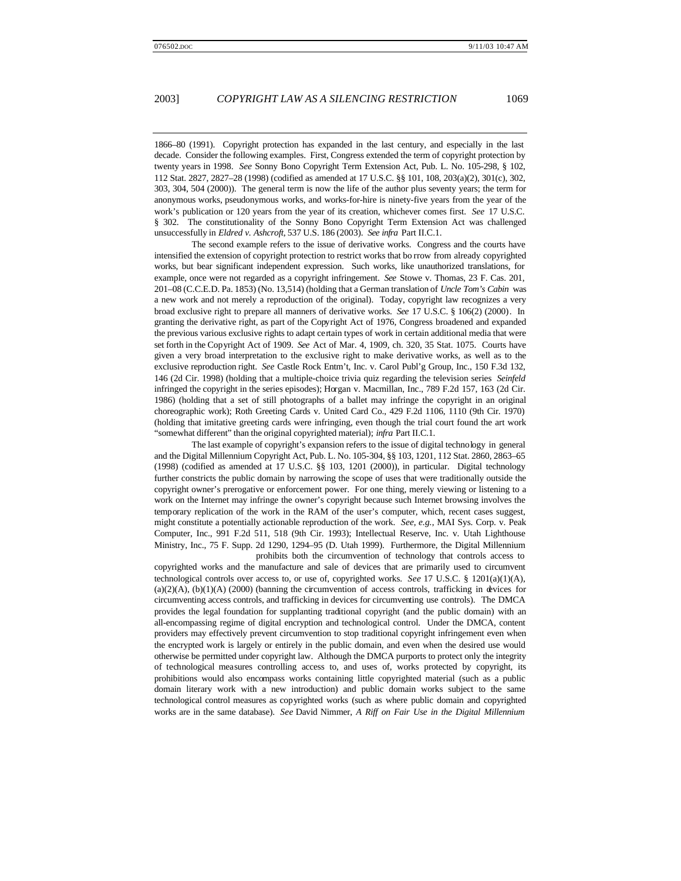1866–80 (1991). Copyright protection has expanded in the last century, and especially in the last decade. Consider the following examples. First, Congress extended the term of copyright protection by twenty years in 1998. *See* Sonny Bono Copyright Term Extension Act, Pub. L. No. 105-298, § 102, 112 Stat. 2827, 2827–28 (1998) (codified as amended at 17 U.S.C. §§ 101, 108, 203(a)(2), 301(c), 302, 303, 304, 504 (2000)). The general term is now the life of the author plus seventy years; the term for anonymous works, pseudonymous works, and works-for-hire is ninety-five years from the year of the work's publication or 120 years from the year of its creation, whichever comes first. *See* 17 U.S.C. § 302. The constitutionality of the Sonny Bono Copyright Term Extension Act was challenged unsuccessfully in *Eldred v. Ashcroft*, 537 U.S. 186 (2003). *See infra* Part II.C.1.

The second example refers to the issue of derivative works. Congress and the courts have intensified the extension of copyright protection to restrict works that borrow from already copyrighted works, but bear significant independent expression. Such works, like unauthorized translations, for example, once were not regarded as a copyright infringement. *See* Stowe v. Thomas, 23 F. Cas. 201, 201–08 (C.C.E.D. Pa. 1853) (No. 13,514) (holding that a German translation of *Uncle Tom's Cabin* was a new work and not merely a reproduction of the original). Today, copyright law recognizes a very broad exclusive right to prepare all manners of derivative works. *See* 17 U.S.C. § 106(2) (2000). In granting the derivative right, as part of the Copyright Act of 1976, Congress broadened and expanded the previous various exclusive rights to adapt certain types of work in certain additional media that were set forth in the Copyright Act of 1909. *See* Act of Mar. 4, 1909, ch. 320, 35 Stat. 1075. Courts have given a very broad interpretation to the exclusive right to make derivative works, as well as to the exclusive reproduction right. *See* Castle Rock Entm't, Inc. v. Carol Publ'g Group, Inc., 150 F.3d 132, 146 (2d Cir. 1998) (holding that a multiple-choice trivia quiz regarding the television series *Seinfeld* infringed the copyright in the series episodes); Horgan v. Macmillan, Inc., 789 F.2d 157, 163 (2d Cir. 1986) (holding that a set of still photographs of a ballet may infringe the copyright in an original choreographic work); Roth Greeting Cards v. United Card Co., 429 F.2d 1106, 1110 (9th Cir. 1970) (holding that imitative greeting cards were infringing, even though the trial court found the art work "somewhat different" than the original copyrighted material); *infra* Part II.C.1.

The last example of copyright's expansion refers to the issue of digital technology in general and the Digital Millennium Copyright Act, Pub. L. No. 105-304, §§ 103, 1201, 112 Stat. 2860, 2863–65 (1998) (codified as amended at 17 U.S.C. §§ 103, 1201 (2000)), in particular. Digital technology further constricts the public domain by narrowing the scope of uses that were traditionally outside the copyright owner's prerogative or enforcement power. For one thing, merely viewing or listening to a work on the Internet may infringe the owner's copyright because such Internet browsing involves the temporary replication of the work in the RAM of the user's computer, which, recent cases suggest, might constitute a potentially actionable reproduction of the work. *See, e.g.*, MAI Sys. Corp. v. Peak Computer, Inc., 991 F.2d 511, 518 (9th Cir. 1993); Intellectual Reserve, Inc. v. Utah Lighthouse Ministry, Inc., 75 F. Supp. 2d 1290, 1294–95 (D. Utah 1999). Furthermore, the Digital Millennium prohibits both the circumvention of technology that controls access to copyrighted works and the manufacture and sale of devices that are primarily used to circumvent technological controls over access to, or use of, copyrighted works. *See* 17 U.S.C. § 1201(a)(1)(A), (a)(2)(A), (b)(1)(A) (2000) (banning the circumvention of access controls, trafficking in devices for circumventing access controls, and trafficking in devices for circumventing use controls). The DMCA provides the legal foundation for supplanting traditional copyright (and the public domain) with an all-encompassing regime of digital encryption and technological control. Under the DMCA, content providers may effectively prevent circumvention to stop traditional copyright infringement even when the encrypted work is largely or entirely in the public domain, and even when the desired use would otherwise be permitted under copyright law. Although the DMCA purports to protect only the integrity of technological measures controlling access to, and uses of, works protected by copyright, its prohibitions would also encompass works containing little copyrighted material (such as a public domain literary work with a new introduction) and public domain works subject to the same technological control measures as copyrighted works (such as where public domain and copyrighted works are in the same database). *See* David Nimmer, *A Riff on Fair Use in the Digital Millennium*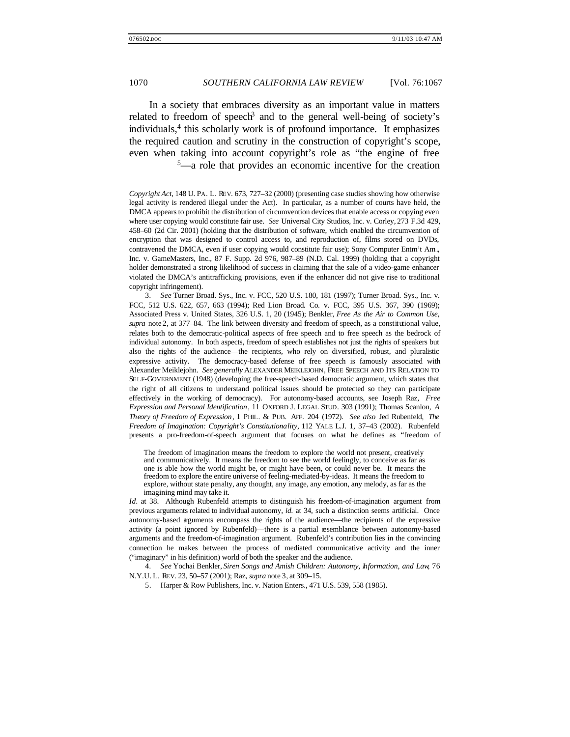In a society that embraces diversity as an important value in matters related to freedom of speech[3] and to the general well-being of society's individuals,[4] this scholarly work is of profound importance. It emphasizes the required caution and scrutiny in the construction of copyright's scope, even when taking into account copyright's role as "the engine of free [5]—a role that provides an economic incentive for the creation

---

*Copyright Act*, 148 U. PA. L. REV. 673, 727–32 (2000) (presenting case studies showing how otherwise legal activity is rendered illegal under the Act). In particular, as a number of courts have held, the DMCA appears to prohibit the distribution of circumvention devices that enable access or copying even where user copying would constitute fair use. *See* Universal City Studios, Inc. v. Corley, 273 F.3d 429, 458–60 (2d Cir. 2001) (holding that the distribution of software, which enabled the circumvention of encryption that was designed to control access to, and reproduction of, films stored on DVDs, contravened the DMCA, even if user copying would constitute fair use); Sony Computer Entm't Am., Inc. v. GameMasters, Inc., 87 F. Supp. 2d 976, 987–89 (N.D. Cal. 1999) (holding that a copyright holder demonstrated a strong likelihood of success in claiming that the sale of a video-game enhancer violated the DMCA's antitrafficking provisions, even if the enhancer did not give rise to traditional copyright infringement).

3. *See* Turner Broad. Sys., Inc. v. FCC, 520 U.S. 180, 181 (1997); Turner Broad. Sys., Inc. v. FCC, 512 U.S. 622, 657, 663 (1994); Red Lion Broad. Co. v. FCC, 395 U.S. 367, 390 (1969); Associated Press v. United States, 326 U.S. 1, 20 (1945); Benkler, *Free As the Air to Common Use*, *supra* note 2, at 377–84. The link between diversity and freedom of speech, as a constitutional value, relates both to the democratic-political aspects of free speech and to free speech as the bedrock of individual autonomy. In both aspects, freedom of speech establishes not just the rights of speakers but also the rights of the audience—the recipients, who rely on diversified, robust, and pluralistic expressive activity. The democracy-based defense of free speech is famously associated with Alexander Meiklejohn. *See generally* ALEXANDER MEIKLEJOHN, FREE SPEECH AND ITS RELATION TO SELF-GOVERNMENT (1948) (developing the free-speech-based democratic argument, which states that the right of all citizens to understand political issues should be protected so they can participate effectively in the working of democracy). For autonomy-based accounts, see Joseph Raz, *Free Expression and Personal Identification*, 11 OXFORD J. LEGAL STUD. 303 (1991); Thomas Scanlon, *A Theory of Freedom of Expression*, 1 PHIL. & PUB. AFF. 204 (1972). *See also* Jed Rubenfeld, *The Freedom of Imagination: Copyright's Constitutionality*, 112 YALE L.J. 1, 37–43 (2002). Rubenfeld presents a pro-freedom-of-speech argument that focuses on what he defines as "freedom of

> The freedom of imagination means the freedom to explore the world not present, creatively and communicatively. It means the freedom to see the world feelingly, to conceive as far as one is able how the world might be, or might have been, or could never be. It means the freedom to explore the entire universe of feeling-mediated-by-ideas. It means the freedom to explore, without state penalty, any thought, any image, any emotion, any melody, as far as the imagining mind may take it.

*Id.* at 38. Although Rubenfeld attempts to distinguish his freedom-of-imagination argument from previous arguments related to individual autonomy, *id.* at 34, such a distinction seems artificial. Once autonomy-based arguments encompass the rights of the audience—the recipients of the expressive activity (a point ignored by Rubenfeld)—there is a partial resemblance between autonomy-based arguments and the freedom-of-imagination argument. Rubenfeld's contribution lies in the convincing connection he makes between the process of mediated communicative activity and the inner ("imaginary" in his definition) world of both the speaker and the audience.

4. *See* Yochai Benkler, *Siren Songs and Amish Children: Autonomy, Information, and Law*, 76 N.Y.U. L. REV. 23, 50–57 (2001); Raz, *supra* note 3, at 309–15.

5. Harper & Row Publishers, Inc. v. Nation Enters., 471 U.S. 539, 558 (1985).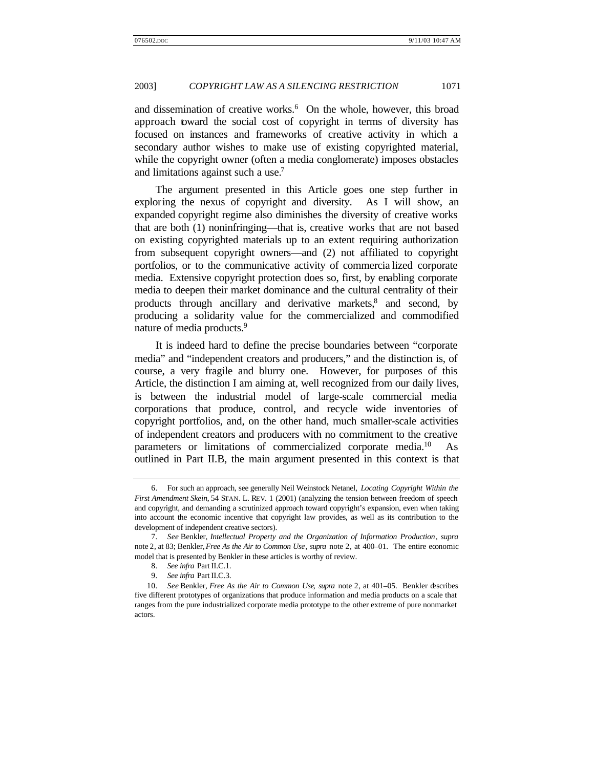and dissemination of creative works.[6] On the whole, however, this broad approach toward the social cost of copyright in terms of diversity has focused on instances and frameworks of creative activity in which a secondary author wishes to make use of existing copyrighted material, while the copyright owner (often a media conglomerate) imposes obstacles and limitations against such a use.[7]

The argument presented in this Article goes one step further in exploring the nexus of copyright and diversity. As I will show, an expanded copyright regime also diminishes the diversity of creative works that are both (1) noninfringing—that is, creative works that are not based on existing copyrighted materials up to an extent requiring authorization from subsequent copyright owners—and (2) not affiliated to copyright portfolios, or to the communicative activity of commercialized corporate media. Extensive copyright protection does so, first, by enabling corporate media to deepen their market dominance and the cultural centrality of their products through ancillary and derivative markets,[8] and second, by producing a solidarity value for the commercialized and commodified nature of media products.[9]

It is indeed hard to define the precise boundaries between "corporate media" and "independent creators and producers," and the distinction is, of course, a very fragile and blurry one. However, for purposes of this Article, the distinction I am aiming at, well recognized from our daily lives, is between the industrial model of large-scale commercial media corporations that produce, control, and recycle wide inventories of copyright portfolios, and, on the other hand, much smaller-scale activities of independent creators and producers with no commitment to the creative parameters or limitations of commercialized corporate media.[10] As outlined in Part II.B, the main argument presented in this context is that

---

6. For such an approach, see generally Neil Weinstock Netanel, *Locating Copyright Within the First Amendment Skein*, 54 STAN. L. REV. 1 (2001) (analyzing the tension between freedom of speech and copyright, and demanding a scrutinized approach toward copyright's expansion, even when taking into account the economic incentive that copyright law provides, as well as its contribution to the development of independent creative sectors).

7. *See* Benkler, *Intellectual Property and the Organization of Information Production*, *supra* note 2, at 83; Benkler, *Free As the Air to Common Use*, *supra* note 2, at 400–01. The entire economic model that is presented by Benkler in these articles is worthy of review.

8. *See infra* Part II.C.1.

9. *See infra* Part II.C.3.

10. *See* Benkler, *Free As the Air to Common Use*, *supra* note 2, at 401–05. Benkler describes five different prototypes of organizations that produce information and media products on a scale that ranges from the pure industrialized corporate media prototype to the other extreme of pure nonmarket actors.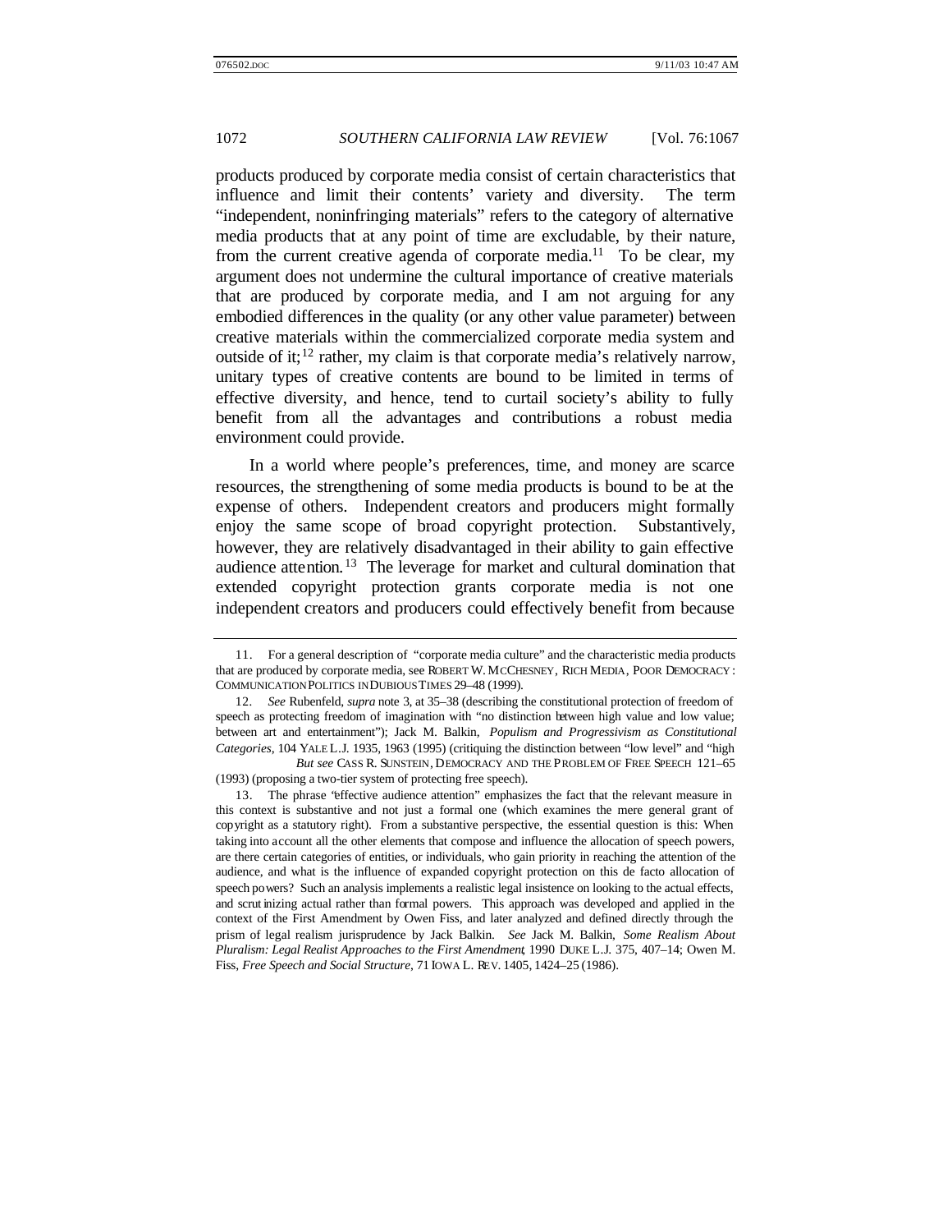products produced by corporate media consist of certain characteristics that influence and limit their contents' variety and diversity. The term "independent, noninfringing materials" refers to the category of alternative media products that at any point of time are excludable, by their nature, from the current creative agenda of corporate media.[11] To be clear, my argument does not undermine the cultural importance of creative materials that are produced by corporate media, and I am not arguing for any embodied differences in the quality (or any other value parameter) between creative materials within the commercialized corporate media system and outside of it;[12] rather, my claim is that corporate media's relatively narrow, unitary types of creative contents are bound to be limited in terms of effective diversity, and hence, tend to curtail society's ability to fully benefit from all the advantages and contributions a robust media environment could provide.

In a world where people's preferences, time, and money are scarce resources, the strengthening of some media products is bound to be at the expense of others. Independent creators and producers might formally enjoy the same scope of broad copyright protection. Substantively, however, they are relatively disadvantaged in their ability to gain effective audience attention.[13] The leverage for market and cultural domination that extended copyright protection grants corporate media is not one independent creators and producers could effectively benefit from because

---

11. For a general description of "corporate media culture" and the characteristic media products that are produced by corporate media, see ROBERT W. MCCHESNEY, RICH MEDIA, POOR DEMOCRACY: COMMUNICATION POLITICS IN DUBIOUS TIMES 29–48 (1999).

12. *See* Rubenfeld, *supra* note 3, at 35–38 (describing the constitutional protection of freedom of speech as protecting freedom of imagination with "no distinction between high value and low value; between art and entertainment"); Jack M. Balkin, *Populism and Progressivism as Constitutional Categories*, 104 YALE L.J. 1935, 1963 (1995) (critiquing the distinction between "low level" and "high *But see* CASS R. SUNSTEIN, DEMOCRACY AND THE PROBLEM OF FREE SPEECH 121–65 (1993) (proposing a two-tier system of protecting free speech).

13. The phrase "effective audience attention" emphasizes the fact that the relevant measure in this context is substantive and not just a formal one (which examines the mere general grant of copyright as a statutory right). From a substantive perspective, the essential question is this: When taking into account all the other elements that compose and influence the allocation of speech powers, are there certain categories of entities, or individuals, who gain priority in reaching the attention of the audience, and what is the influence of expanded copyright protection on this de facto allocation of speech powers? Such an analysis implements a realistic legal insistence on looking to the actual effects, and scrutinizing actual rather than formal powers. This approach was developed and applied in the context of the First Amendment by Owen Fiss, and later analyzed and defined directly through the prism of legal realism jurisprudence by Jack Balkin. *See* Jack M. Balkin, *Some Realism About Pluralism: Legal Realist Approaches to the First Amendment*, 1990 DUKE L.J. 375, 407–14; Owen M. Fiss, *Free Speech and Social Structure*, 71 IOWA L. REV. 1405, 1424–25 (1986).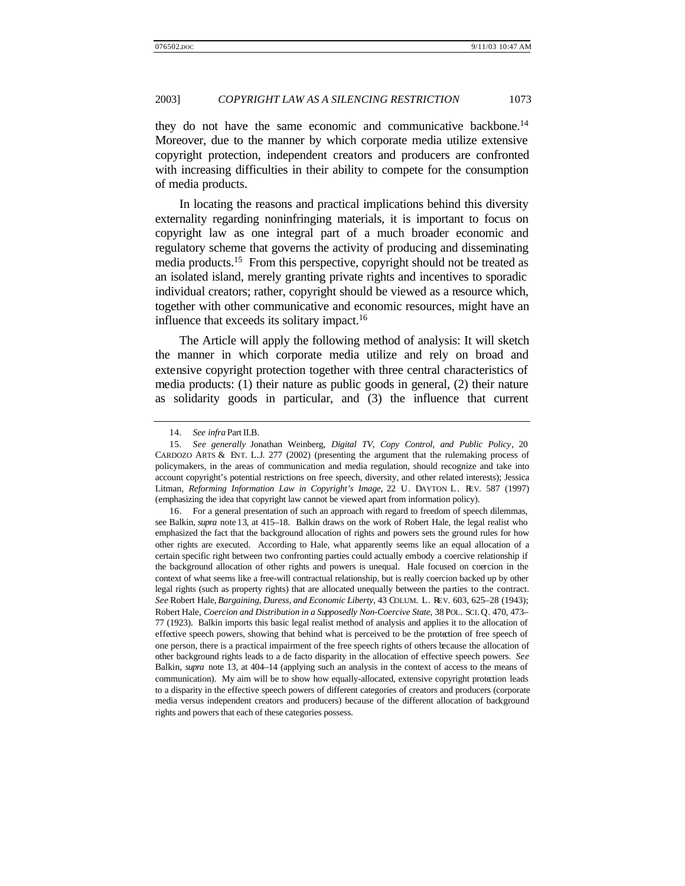they do not have the same economic and communicative backbone.[14] Moreover, due to the manner by which corporate media utilize extensive copyright protection, independent creators and producers are confronted with increasing difficulties in their ability to compete for the consumption of media products.

In locating the reasons and practical implications behind this diversity externality regarding noninfringing materials, it is important to focus on copyright law as one integral part of a much broader economic and regulatory scheme that governs the activity of producing and disseminating media products.[15] From this perspective, copyright should not be treated as an isolated island, merely granting private rights and incentives to sporadic individual creators; rather, copyright should be viewed as a resource which, together with other communicative and economic resources, might have an influence that exceeds its solitary impact.[16]

The Article will apply the following method of analysis: It will sketch the manner in which corporate media utilize and rely on broad and extensive copyright protection together with three central characteristics of media products: (1) their nature as public goods in general, (2) their nature as solidarity goods in particular, and (3) the influence that current

---

14. *See infra* Part II.B.

15. *See generally* Jonathan Weinberg, *Digital TV, Copy Control, and Public Policy*, 20 CARDOZO ARTS & ENT. L.J. 277 (2002) (presenting the argument that the rulemaking process of policymakers, in the areas of communication and media regulation, should recognize and take into account copyright's potential restrictions on free speech, diversity, and other related interests); Jessica Litman, *Reforming Information Law in Copyright's Image*, 22 U. DAYTON L. REV. 587 (1997) (emphasizing the idea that copyright law cannot be viewed apart from information policy).

16. For a general presentation of such an approach with regard to freedom of speech dilemmas, see Balkin, *supra* note 13, at 415–18. Balkin draws on the work of Robert Hale, the legal realist who emphasized the fact that the background allocation of rights and powers sets the ground rules for how other rights are executed. According to Hale, what apparently seems like an equal allocation of a certain specific right between two confronting parties could actually embody a coercive relationship if the background allocation of other rights and powers is unequal. Hale focused on coercion in the context of what seems like a free-will contractual relationship, but is really coercion backed up by other legal rights (such as property rights) that are allocated unequally between the parties to the contract. *See* Robert Hale, *Bargaining, Duress, and Economic Liberty*, 43 COLUM. L. REV. 603, 625–28 (1943); Robert Hale, *Coercion and Distribution in a Supposedly Non-Coercive State*, 38 POL. SCI. Q. 470, 473–77 (1923). Balkin imports this basic legal realist method of analysis and applies it to the allocation of effective speech powers, showing that behind what is perceived to be the protection of free speech of one person, there is a practical impairment of the free speech rights of others because the allocation of other background rights leads to a de facto disparity in the allocation of effective speech powers. *See* Balkin, *supra* note 13, at 404–14 (applying such an analysis in the context of access to the means of communication). My aim will be to show how equally-allocated, extensive copyright protection leads to a disparity in the effective speech powers of different categories of creators and producers (corporate media versus independent creators and producers) because of the different allocation of background rights and powers that each of these categories possess.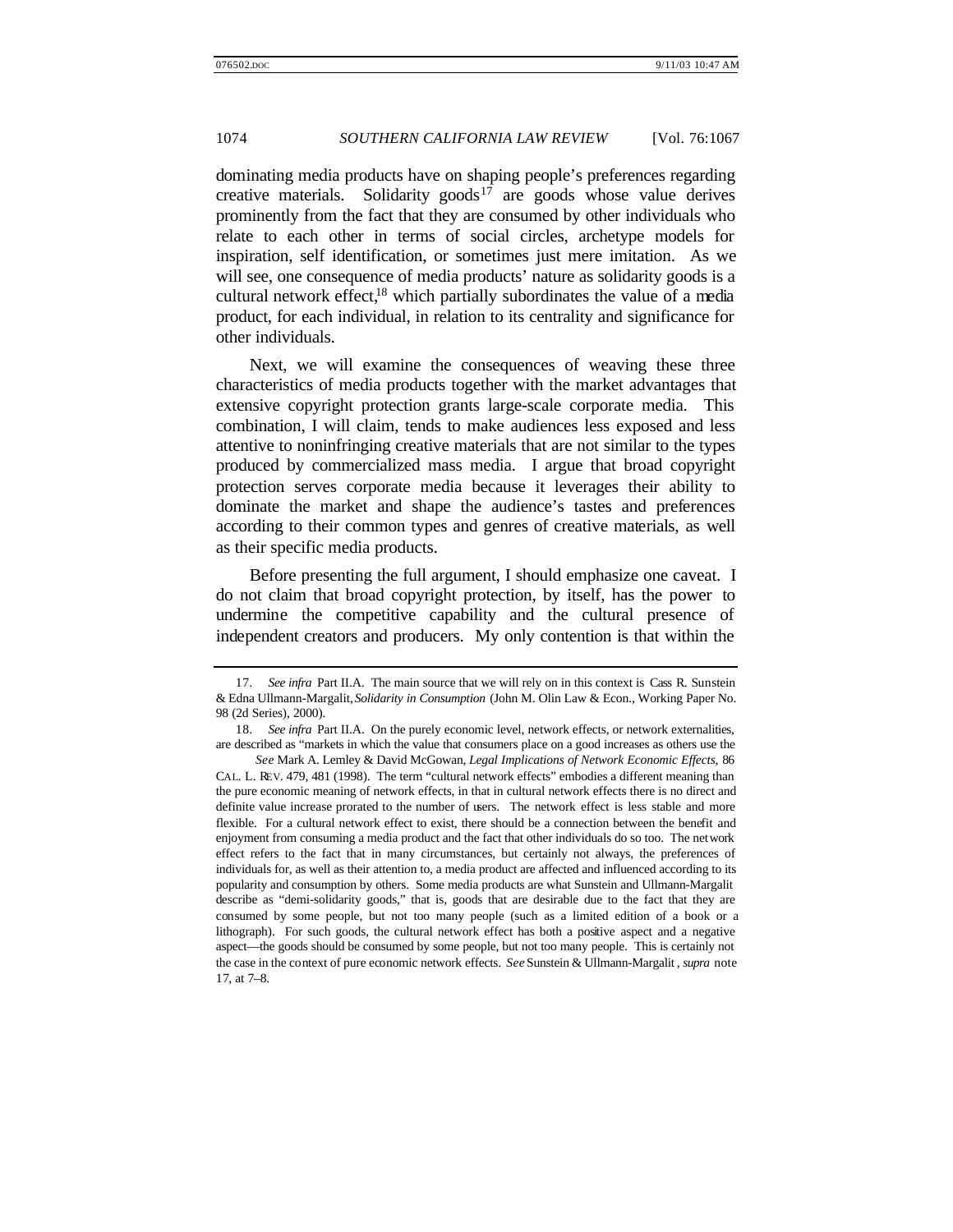dominating media products have on shaping people's preferences regarding creative materials. Solidarity goods[17] are goods whose value derives prominently from the fact that they are consumed by other individuals who relate to each other in terms of social circles, archetype models for inspiration, self identification, or sometimes just mere imitation. As we will see, one consequence of media products' nature as solidarity goods is a cultural network effect,[18] which partially subordinates the value of a media product, for each individual, in relation to its centrality and significance for other individuals.

Next, we will examine the consequences of weaving these three characteristics of media products together with the market advantages that extensive copyright protection grants large-scale corporate media. This combination, I will claim, tends to make audiences less exposed and less attentive to noninfringing creative materials that are not similar to the types produced by commercialized mass media. I argue that broad copyright protection serves corporate media because it leverages their ability to dominate the market and shape the audience's tastes and preferences according to their common types and genres of creative materials, as well as their specific media products.

Before presenting the full argument, I should emphasize one caveat. I do not claim that broad copyright protection, by itself, has the power to undermine the competitive capability and the cultural presence of independent creators and producers. My only contention is that within the

---

17. *See infra* Part II.A. The main source that we will rely on in this context is Cass R. Sunstein & Edna Ullmann-Margalit, *Solidarity in Consumption* (John M. Olin Law & Econ., Working Paper No. 98 (2d Series), 2000).

18. *See infra* Part II.A. On the purely economic level, network effects, or network externalities, are described as "markets in which the value that consumers place on a good increases as others use the *See* Mark A. Lemley & David McGowan, *Legal Implications of Network Economic Effects*, 86 CAL. L. REV. 479, 481 (1998). The term "cultural network effects" embodies a different meaning than the pure economic meaning of network effects, in that in cultural network effects there is no direct and definite value increase prorated to the number of users. The network effect is less stable and more flexible. For a cultural network effect to exist, there should be a connection between the benefit and enjoyment from consuming a media product and the fact that other individuals do so too. The network effect refers to the fact that in many circumstances, but certainly not always, the preferences of individuals for, as well as their attention to, a media product are affected and influenced according to its popularity and consumption by others. Some media products are what Sunstein and Ullmann-Margalit describe as "demi-solidarity goods," that is, goods that are desirable due to the fact that they are consumed by some people, but not too many people (such as a limited edition of a book or a lithograph). For such goods, the cultural network effect has both a positive aspect and a negative aspect—the goods should be consumed by some people, but not too many people. This is certainly not the case in the context of pure economic network effects. *See* Sunstein & Ullmann-Margalit, *supra* note 17, at 7–8.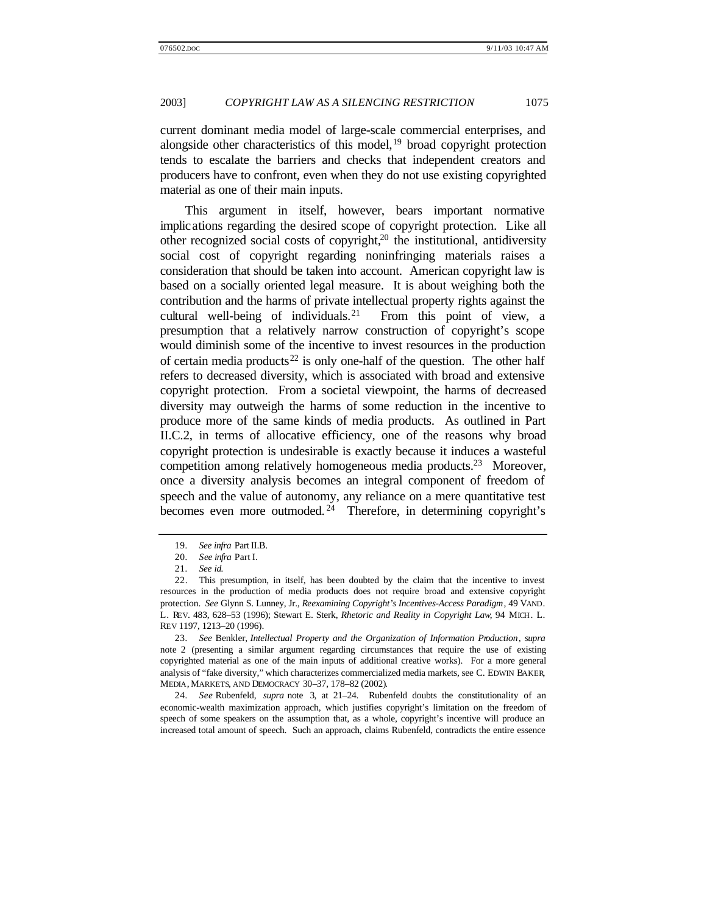current dominant media model of large-scale commercial enterprises, and alongside other characteristics of this model,[19] broad copyright protection tends to escalate the barriers and checks that independent creators and producers have to confront, even when they do not use existing copyrighted material as one of their main inputs.

This argument in itself, however, bears important normative implications regarding the desired scope of copyright protection. Like all other recognized social costs of copyright,[20] the institutional, antidiversity social cost of copyright regarding noninfringing materials raises a consideration that should be taken into account. American copyright law is based on a socially oriented legal measure. It is about weighing both the contribution and the harms of private intellectual property rights against the cultural well-being of individuals.[21] From this point of view, a presumption that a relatively narrow construction of copyright's scope would diminish some of the incentive to invest resources in the production of certain media products[22] is only one-half of the question. The other half refers to decreased diversity, which is associated with broad and extensive copyright protection. From a societal viewpoint, the harms of decreased diversity may outweigh the harms of some reduction in the incentive to produce more of the same kinds of media products. As outlined in Part II.C.2, in terms of allocative efficiency, one of the reasons why broad copyright protection is undesirable is exactly because it induces a wasteful competition among relatively homogeneous media products.[23] Moreover, once a diversity analysis becomes an integral component of freedom of speech and the value of autonomy, any reliance on a mere quantitative test becomes even more outmoded.[24] Therefore, in determining copyright's

---

19. *See infra* Part II.B.

20. *See infra* Part I.

21. *See id.*

22. This presumption, in itself, has been doubted by the claim that the incentive to invest resources in the production of media products does not require broad and extensive copyright protection. *See* Glynn S. Lunney, Jr., *Reexamining Copyright's Incentives-Access Paradigm*, 49 VAND. L. REV. 483, 628–53 (1996); Stewart E. Sterk, *Rhetoric and Reality in Copyright Law*, 94 MICH. L. REV 1197, 1213–20 (1996).

23. *See* Benkler, *Intellectual Property and the Organization of Information Production*, *supra* note 2 (presenting a similar argument regarding circumstances that require the use of existing copyrighted material as one of the main inputs of additional creative works). For a more general analysis of "fake diversity," which characterizes commercialized media markets, see C. EDWIN BAKER, MEDIA, MARKETS, AND DEMOCRACY 30–37, 178–82 (2002).

24. *See* Rubenfeld, *supra* note 3, at 21–24. Rubenfeld doubts the constitutionality of an economic-wealth maximization approach, which justifies copyright's limitation on the freedom of speech of some speakers on the assumption that, as a whole, copyright's incentive will produce an increased total amount of speech. Such an approach, claims Rubenfeld, contradicts the entire essence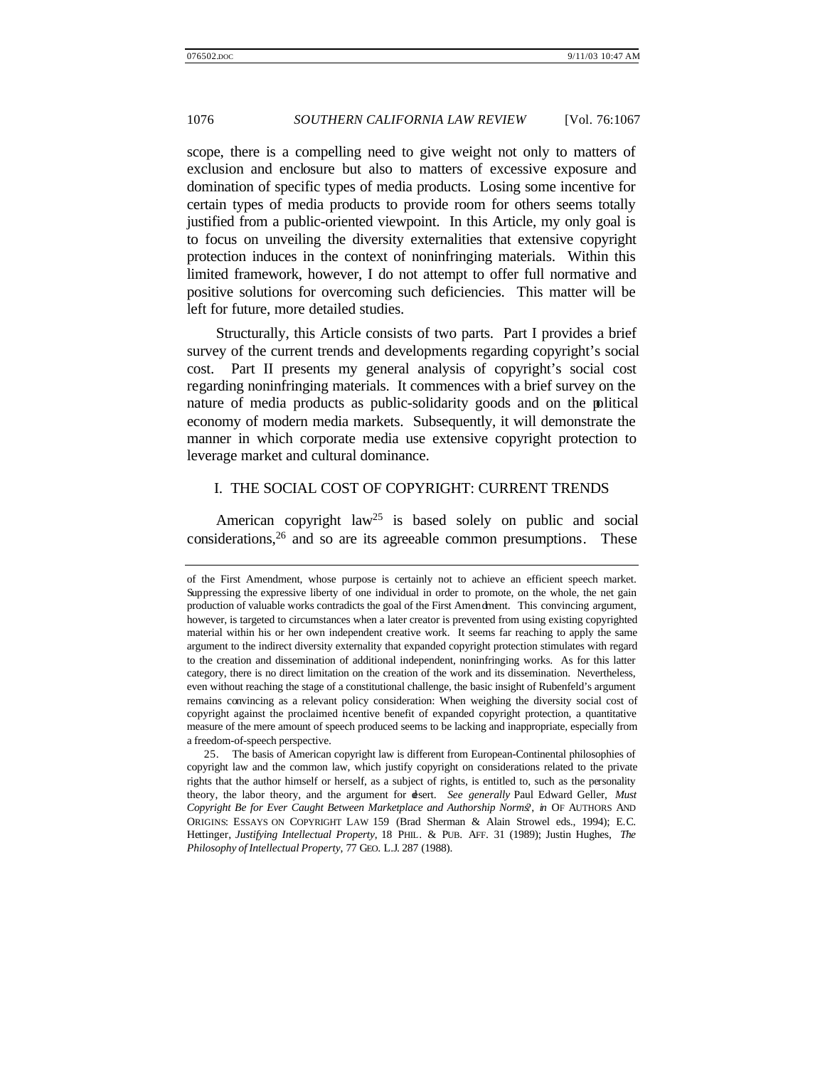scope, there is a compelling need to give weight not only to matters of exclusion and enclosure but also to matters of excessive exposure and domination of specific types of media products. Losing some incentive for certain types of media products to provide room for others seems totally justified from a public-oriented viewpoint. In this Article, my only goal is to focus on unveiling the diversity externalities that extensive copyright protection induces in the context of noninfringing materials. Within this limited framework, however, I do not attempt to offer full normative and positive solutions for overcoming such deficiencies. This matter will be left for future, more detailed studies.

Structurally, this Article consists of two parts. Part I provides a brief survey of the current trends and developments regarding copyright's social cost. Part II presents my general analysis of copyright's social cost regarding noninfringing materials. It commences with a brief survey on the nature of media products as public-solidarity goods and on the political economy of modern media markets. Subsequently, it will demonstrate the manner in which corporate media use extensive copyright protection to leverage market and cultural dominance.

## I. THE SOCIAL COST OF COPYRIGHT: CURRENT TRENDS

American copyright law[25] is based solely on public and social considerations,[26] and so are its agreeable common presumptions. These

---

of the First Amendment, whose purpose is certainly not to achieve an efficient speech market. Suppressing the expressive liberty of one individual in order to promote, on the whole, the net gain production of valuable works contradicts the goal of the First Amendment. This convincing argument, however, is targeted to circumstances when a later creator is prevented from using existing copyrighted material within his or her own independent creative work. It seems far reaching to apply the same argument to the indirect diversity externality that expanded copyright protection stimulates with regard to the creation and dissemination of additional independent, noninfringing works. As for this latter category, there is no direct limitation on the creation of the work and its dissemination. Nevertheless, even without reaching the stage of a constitutional challenge, the basic insight of Rubenfeld's argument remains convincing as a relevant policy consideration: When weighing the diversity social cost of copyright against the proclaimed incentive benefit of expanded copyright protection, a quantitative measure of the mere amount of speech produced seems to be lacking and inappropriate, especially from a freedom-of-speech perspective.

25. The basis of American copyright law is different from European-Continental philosophies of copyright law and the common law, which justify copyright on considerations related to the private rights that the author himself or herself, as a subject of rights, is entitled to, such as the personality theory, the labor theory, and the argument for desert. *See generally* Paul Edward Geller, *Must Copyright Be for Ever Caught Between Marketplace and Authorship Norms?*, *in* OF AUTHORS AND ORIGINS: ESSAYS ON COPYRIGHT LAW 159 (Brad Sherman & Alain Strowel eds., 1994); E.C. Hettinger, *Justifying Intellectual Property*, 18 PHIL. & PUB. AFF. 31 (1989); Justin Hughes, *The Philosophy of Intellectual Property*, 77 GEO. L.J. 287 (1988).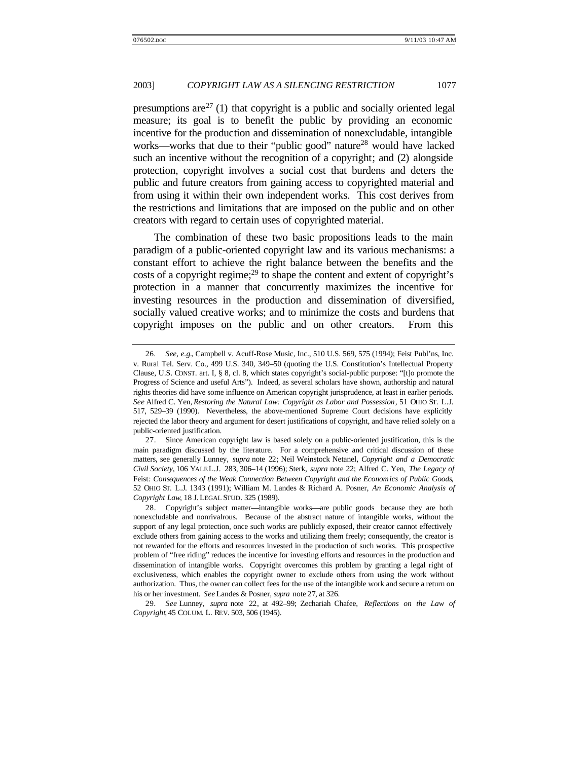presumptions are[27] (1) that copyright is a public and socially oriented legal measure; its goal is to benefit the public by providing an economic incentive for the production and dissemination of nonexcludable, intangible works—works that due to their "public good" nature[28] would have lacked such an incentive without the recognition of a copyright; and (2) alongside protection, copyright involves a social cost that burdens and deters the public and future creators from gaining access to copyrighted material and from using it within their own independent works. This cost derives from the restrictions and limitations that are imposed on the public and on other creators with regard to certain uses of copyrighted material.

The combination of these two basic propositions leads to the main paradigm of a public-oriented copyright law and its various mechanisms: a constant effort to achieve the right balance between the benefits and the costs of a copyright regime;[29] to shape the content and extent of copyright's protection in a manner that concurrently maximizes the incentive for investing resources in the production and dissemination of diversified, socially valued creative works; and to minimize the costs and burdens that copyright imposes on the public and on other creators. From this

---

26. *See, e.g.*, Campbell v. Acuff-Rose Music, Inc., 510 U.S. 569, 575 (1994); Feist Publ'ns, Inc. v. Rural Tel. Serv. Co., 499 U.S. 340, 349–50 (quoting the U.S. Constitution's Intellectual Property Clause, U.S. CONST. art. I, § 8, cl. 8, which states copyright's social-public purpose: "[t]o promote the Progress of Science and useful Arts"). Indeed, as several scholars have shown, authorship and natural rights theories did have some influence on American copyright jurisprudence, at least in earlier periods. *See* Alfred C. Yen, *Restoring the Natural Law: Copyright as Labor and Possession*, 51 OHIO ST. L.J. 517, 529–39 (1990). Nevertheless, the above-mentioned Supreme Court decisions have explicitly rejected the labor theory and argument for desert justifications of copyright, and have relied solely on a public-oriented justification.

27. Since American copyright law is based solely on a public-oriented justification, this is the main paradigm discussed by the literature. For a comprehensive and critical discussion of these matters, see generally Lunney, *supra* note 22; Neil Weinstock Netanel, *Copyright and a Democratic Civil Society*, 106 YALE L.J. 283, 306–14 (1996); Sterk, *supra* note 22; Alfred C. Yen, *The Legacy of* Feist*: Consequences of the Weak Connection Between Copyright and the Economics of Public Goods*, 52 OHIO ST. L.J. 1343 (1991); William M. Landes & Richard A. Posner, *An Economic Analysis of Copyright Law*, 18 J. LEGAL STUD. 325 (1989).

28. Copyright's subject matter—intangible works—are public goods because they are both nonexcludable and nonrivalrous. Because of the abstract nature of intangible works, without the support of any legal protection, once such works are publicly exposed, their creator cannot effectively exclude others from gaining access to the works and utilizing them freely; consequently, the creator is not rewarded for the efforts and resources invested in the production of such works. This prospective problem of "free riding" reduces the incentive for investing efforts and resources in the production and dissemination of intangible works. Copyright overcomes this problem by granting a legal right of exclusiveness, which enables the copyright owner to exclude others from using the work without authorization. Thus, the owner can collect fees for the use of the intangible work and secure a return on his or her investment. *See* Landes & Posner, *supra* note 27, at 326.

29. *See* Lunney, *supra* note 22, at 492–99; Zechariah Chafee, *Reflections on the Law of Copyright*, 45 COLUM. L. REV. 503, 506 (1945).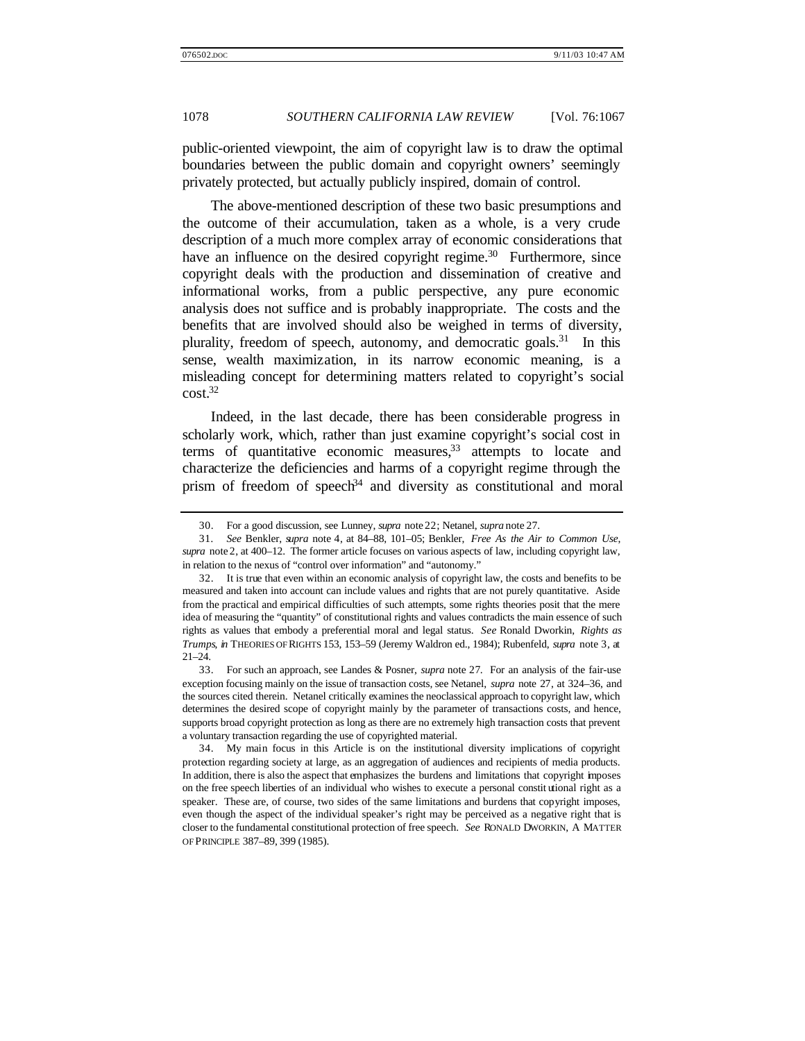public-oriented viewpoint, the aim of copyright law is to draw the optimal boundaries between the public domain and copyright owners' seemingly privately protected, but actually publicly inspired, domain of control.

The above-mentioned description of these two basic presumptions and the outcome of their accumulation, taken as a whole, is a very crude description of a much more complex array of economic considerations that have an influence on the desired copyright regime.[30] Furthermore, since copyright deals with the production and dissemination of creative and informational works, from a public perspective, any pure economic analysis does not suffice and is probably inappropriate. The costs and the benefits that are involved should also be weighed in terms of diversity, plurality, freedom of speech, autonomy, and democratic goals.[31] In this sense, wealth maximization, in its narrow economic meaning, is a misleading concept for determining matters related to copyright's social cost.[32]

Indeed, in the last decade, there has been considerable progress in scholarly work, which, rather than just examine copyright's social cost in terms of quantitative economic measures,[33] attempts to locate and characterize the deficiencies and harms of a copyright regime through the prism of freedom of speech[34] and diversity as constitutional and moral

---

30. For a good discussion, see Lunney, *supra* note 22; Netanel, *supra* note 27.

31. *See* Benkler, *supra* note 4, at 84–88, 101–05; Benkler, *Free As the Air to Common Use*, *supra* note 2, at 400–12. The former article focuses on various aspects of law, including copyright law, in relation to the nexus of "control over information" and "autonomy."

32. It is true that even within an economic analysis of copyright law, the costs and benefits to be measured and taken into account can include values and rights that are not purely quantitative. Aside from the practical and empirical difficulties of such attempts, some rights theories posit that the mere idea of measuring the "quantity" of constitutional rights and values contradicts the main essence of such rights as values that embody a preferential moral and legal status. *See* Ronald Dworkin, *Rights as Trumps*, *in* THEORIES OF RIGHTS 153, 153–59 (Jeremy Waldron ed., 1984); Rubenfeld, *supra* note 3, at 21–24.

33. For such an approach, see Landes & Posner, *supra* note 27. For an analysis of the fair-use exception focusing mainly on the issue of transaction costs, see Netanel, *supra* note 27, at 324–36, and the sources cited therein. Netanel critically examines the neoclassical approach to copyright law, which determines the desired scope of copyright mainly by the parameter of transactions costs, and hence, supports broad copyright protection as long as there are no extremely high transaction costs that prevent a voluntary transaction regarding the use of copyrighted material.

34. My main focus in this Article is on the institutional diversity implications of copyright protection regarding society at large, as an aggregation of audiences and recipients of media products. In addition, there is also the aspect that emphasizes the burdens and limitations that copyright imposes on the free speech liberties of an individual who wishes to execute a personal constitutional right as a speaker. These are, of course, two sides of the same limitations and burdens that copyright imposes, even though the aspect of the individual speaker's right may be perceived as a negative right that is closer to the fundamental constitutional protection of free speech. *See* RONALD DWORKIN, A MATTER OF PRINCIPLE 387–89, 399 (1985).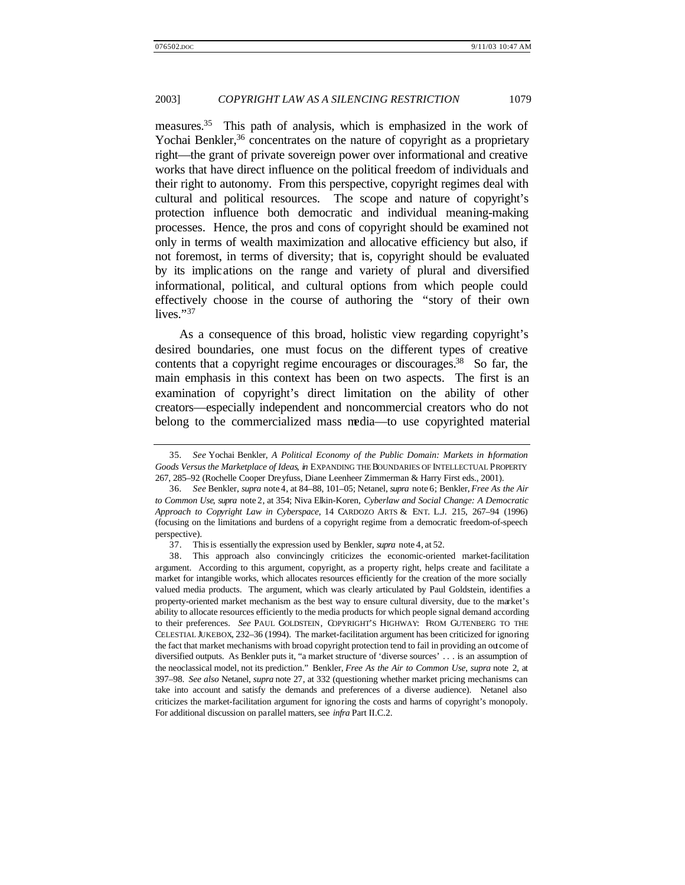measures.[35] This path of analysis, which is emphasized in the work of Yochai Benkler,[36] concentrates on the nature of copyright as a proprietary right—the grant of private sovereign power over informational and creative works that have direct influence on the political freedom of individuals and their right to autonomy. From this perspective, copyright regimes deal with cultural and political resources. The scope and nature of copyright's protection influence both democratic and individual meaning-making processes. Hence, the pros and cons of copyright should be examined not only in terms of wealth maximization and allocative efficiency but also, if not foremost, in terms of diversity; that is, copyright should be evaluated by its implications on the range and variety of plural and diversified informational, political, and cultural options from which people could effectively choose in the course of authoring the "story of their own lives."[37]

As a consequence of this broad, holistic view regarding copyright's desired boundaries, one must focus on the different types of creative contents that a copyright regime encourages or discourages.[38] So far, the main emphasis in this context has been on two aspects. The first is an examination of copyright's direct limitation on the ability of other creators—especially independent and noncommercial creators who do not belong to the commercialized mass media—to use copyrighted material

---

35. *See* Yochai Benkler, *A Political Economy of the Public Domain: Markets in Information Goods Versus the Marketplace of Ideas*, *in* EXPANDING THE BOUNDARIES OF INTELLECTUAL PROPERTY 267, 285–92 (Rochelle Cooper Dreyfuss, Diane Leenheer Zimmerman & Harry First eds., 2001).

36. *See* Benkler, *supra* note 4, at 84–88, 101–05; Netanel, *supra* note 6; Benkler, *Free As the Air to Common Use*, *supra* note 2, at 354; Niva Elkin-Koren, *Cyberlaw and Social Change: A Democratic Approach to Copyright Law in Cyberspace*, 14 CARDOZO ARTS & ENT. L.J. 215, 267–94 (1996) (focusing on the limitations and burdens of a copyright regime from a democratic freedom-of-speech perspective).

37. This is essentially the expression used by Benkler, *supra* note 4, at 52.

38. This approach also convincingly criticizes the economic-oriented market-facilitation argument. According to this argument, copyright, as a property right, helps create and facilitate a market for intangible works, which allocates resources efficiently for the creation of the more socially valued media products. The argument, which was clearly articulated by Paul Goldstein, identifies a property-oriented market mechanism as the best way to ensure cultural diversity, due to the market's ability to allocate resources efficiently to the media products for which people signal demand according to their preferences. *See* PAUL GOLDSTEIN, COPYRIGHT'S HIGHWAY: FROM GUTENBERG TO THE CELESTIAL JUKEBOX, 232–36 (1994). The market-facilitation argument has been criticized for ignoring the fact that market mechanisms with broad copyright protection tend to fail in providing an outcome of diversified outputs. As Benkler puts it, "a market structure of 'diverse sources' . . . is an assumption of the neoclassical model, not its prediction." Benkler, *Free As the Air to Common Use*, *supra* note 2, at 397–98. *See also* Netanel, *supra* note 27, at 332 (questioning whether market pricing mechanisms can take into account and satisfy the demands and preferences of a diverse audience). Netanel also criticizes the market-facilitation argument for ignoring the costs and harms of copyright's monopoly. For additional discussion on parallel matters, see *infra* Part II.C.2.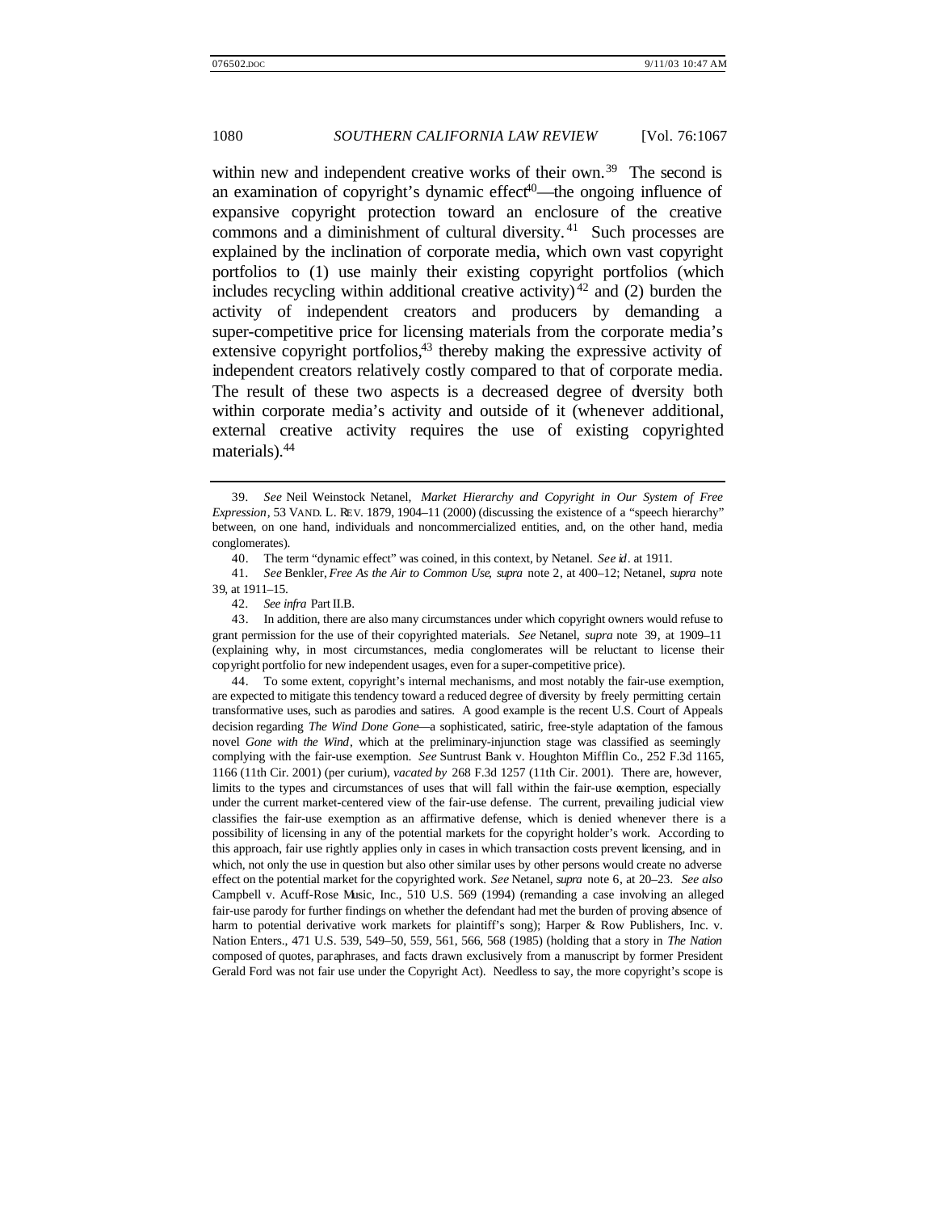within new and independent creative works of their own.[39] The second is an examination of copyright's dynamic effect[40]—the ongoing influence of expansive copyright protection toward an enclosure of the creative commons and a diminishment of cultural diversity.[41] Such processes are explained by the inclination of corporate media, which own vast copyright portfolios to (1) use mainly their existing copyright portfolios (which includes recycling within additional creative activity)[42] and (2) burden the activity of independent creators and producers by demanding a super-competitive price for licensing materials from the corporate media's extensive copyright portfolios,[43] thereby making the expressive activity of independent creators relatively costly compared to that of corporate media. The result of these two aspects is a decreased degree of diversity both within corporate media's activity and outside of it (whenever additional, external creative activity requires the use of existing copyrighted materials).[44]

---

39. *See* Neil Weinstock Netanel, *Market Hierarchy and Copyright in Our System of Free Expression*, 53 VAND. L. REV. 1879, 1904–11 (2000) (discussing the existence of a "speech hierarchy" between, on one hand, individuals and noncommercialized entities, and, on the other hand, media conglomerates).

40. The term "dynamic effect" was coined, in this context, by Netanel. *See id*. at 1911.

41. *See* Benkler, *Free As the Air to Common Use*, *supra* note 2, at 400–12; Netanel, *supra* note 39, at 1911–15.

42. *See infra* Part II.B.

43. In addition, there are also many circumstances under which copyright owners would refuse to grant permission for the use of their copyrighted materials. *See* Netanel, *supra* note 39, at 1909–11 (explaining why, in most circumstances, media conglomerates will be reluctant to license their copyright portfolio for new independent usages, even for a super-competitive price).

44. To some extent, copyright's internal mechanisms, and most notably the fair-use exemption, are expected to mitigate this tendency toward a reduced degree of diversity by freely permitting certain transformative uses, such as parodies and satires. A good example is the recent U.S. Court of Appeals decision regarding *The Wind Done Gone*—a sophisticated, satiric, free-style adaptation of the famous novel *Gone with the Wind*, which at the preliminary-injunction stage was classified as seemingly complying with the fair-use exemption. *See* Suntrust Bank v. Houghton Mifflin Co., 252 F.3d 1165, 1166 (11th Cir. 2001) (per curium), *vacated by* 268 F.3d 1257 (11th Cir. 2001). There are, however, limits to the types and circumstances of uses that will fall within the fair-use exemption, especially under the current market-centered view of the fair-use defense. The current, prevailing judicial view classifies the fair-use exemption as an affirmative defense, which is denied whenever there is a possibility of licensing in any of the potential markets for the copyright holder's work. According to this approach, fair use rightly applies only in cases in which transaction costs prevent licensing, and in which, not only the use in question but also other similar uses by other persons would create no adverse effect on the potential market for the copyrighted work. *See* Netanel, *supra* note 6, at 20–23. *See also* Campbell v. Acuff-Rose Music, Inc., 510 U.S. 569 (1994) (remanding a case involving an alleged fair-use parody for further findings on whether the defendant had met the burden of proving absence of harm to potential derivative work markets for plaintiff's song); Harper & Row Publishers, Inc. v. Nation Enters., 471 U.S. 539, 549–50, 559, 561, 566, 568 (1985) (holding that a story in *The Nation* composed of quotes, paraphrases, and facts drawn exclusively from a manuscript by former President Gerald Ford was not fair use under the Copyright Act). Needless to say, the more copyright's scope is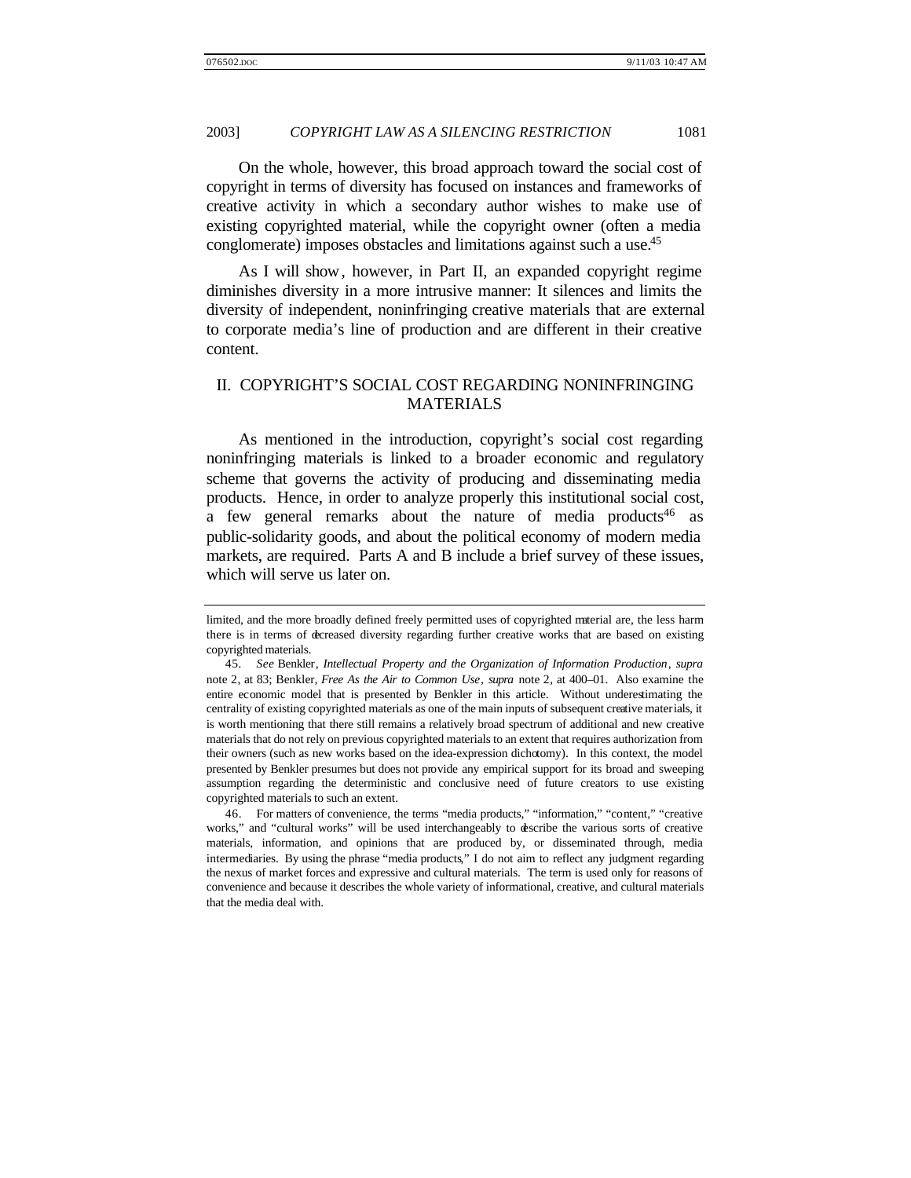On the whole, however, this broad approach toward the social cost of copyright in terms of diversity has focused on instances and frameworks of creative activity in which a secondary author wishes to make use of existing copyrighted material, while the copyright owner (often a media conglomerate) imposes obstacles and limitations against such a use.[45]

As I will show, however, in Part II, an expanded copyright regime diminishes diversity in a more intrusive manner: It silences and limits the diversity of independent, noninfringing creative materials that are external to corporate media's line of production and are different in their creative content.

## II. COPYRIGHT'S SOCIAL COST REGARDING NONINFRINGING MATERIALS

As mentioned in the introduction, copyright's social cost regarding noninfringing materials is linked to a broader economic and regulatory scheme that governs the activity of producing and disseminating media products. Hence, in order to analyze properly this institutional social cost, a few general remarks about the nature of media products[46] as public-solidarity goods, and about the political economy of modern media markets, are required. Parts A and B include a brief survey of these issues, which will serve us later on.

---

limited, and the more broadly defined freely permitted uses of copyrighted material are, the less harm there is in terms of decreased diversity regarding further creative works that are based on existing copyrighted materials.

45. *See* Benkler, *Intellectual Property and the Organization of Information Production*, *supra* note 2, at 83; Benkler, *Free As the Air to Common Use*, *supra* note 2, at 400–01. Also examine the entire economic model that is presented by Benkler in this article. Without underestimating the centrality of existing copyrighted materials as one of the main inputs of subsequent creative materials, it is worth mentioning that there still remains a relatively broad spectrum of additional and new creative materials that do not rely on previous copyrighted materials to an extent that requires authorization from their owners (such as new works based on the idea-expression dichotomy). In this context, the model presented by Benkler presumes but does not provide any empirical support for its broad and sweeping assumption regarding the deterministic and conclusive need of future creators to use existing copyrighted materials to such an extent.

46. For matters of convenience, the terms "media products," "information," "content," "creative works," and "cultural works" will be used interchangeably to describe the various sorts of creative materials, information, and opinions that are produced by, or disseminated through, media intermediaries. By using the phrase "media products," I do not aim to reflect any judgment regarding the nexus of market forces and expressive and cultural materials. The term is used only for reasons of convenience and because it describes the whole variety of informational, creative, and cultural materials that the media deal with.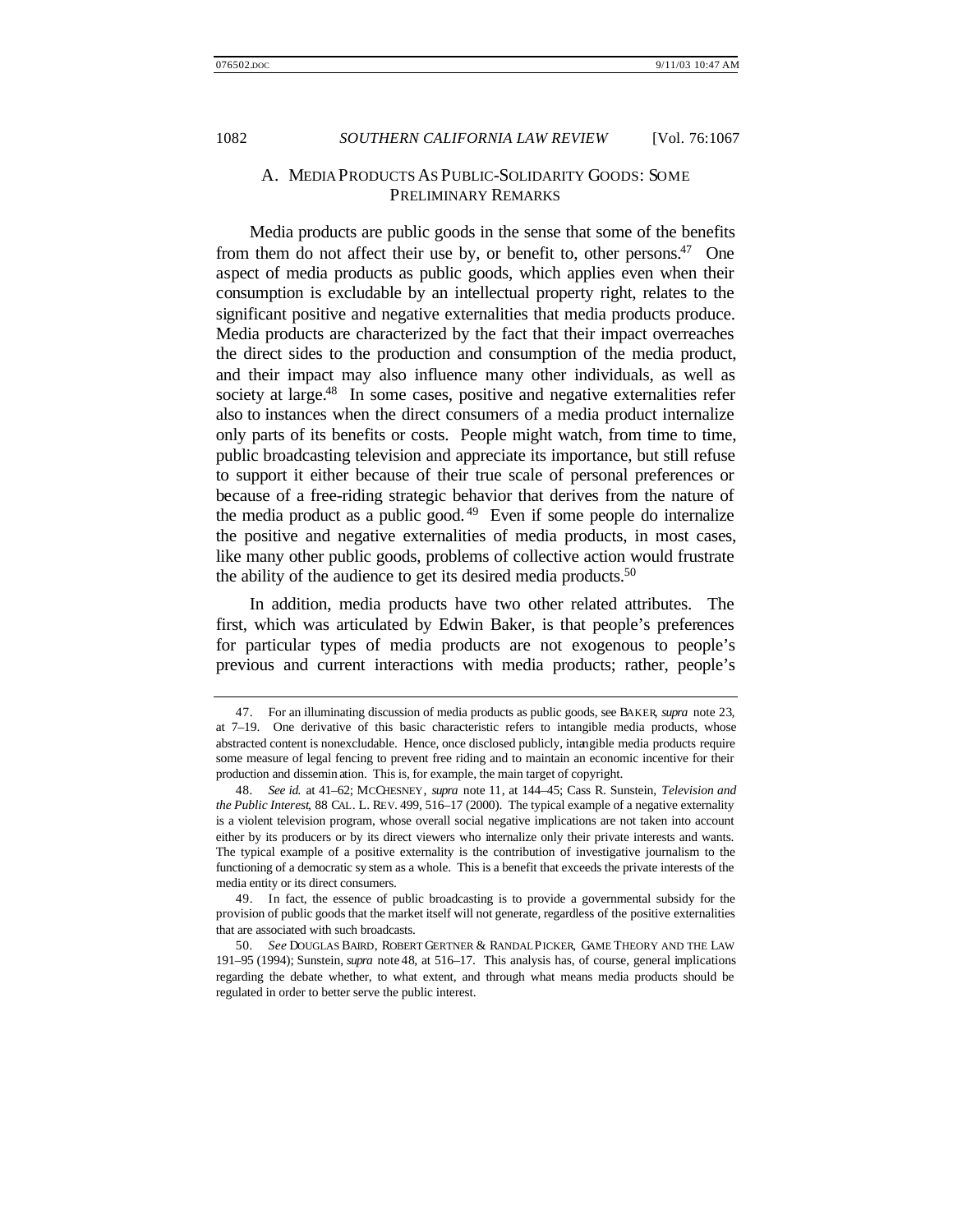### A. MEDIA PRODUCTS AS PUBLIC-SOLIDARITY GOODS: SOME PRELIMINARY REMARKS

Media products are public goods in the sense that some of the benefits from them do not affect their use by, or benefit to, other persons.[47] One aspect of media products as public goods, which applies even when their consumption is excludable by an intellectual property right, relates to the significant positive and negative externalities that media products produce. Media products are characterized by the fact that their impact overreaches the direct sides to the production and consumption of the media product, and their impact may also influence many other individuals, as well as society at large.[48] In some cases, positive and negative externalities refer also to instances when the direct consumers of a media product internalize only parts of its benefits or costs. People might watch, from time to time, public broadcasting television and appreciate its importance, but still refuse to support it either because of their true scale of personal preferences or because of a free-riding strategic behavior that derives from the nature of the media product as a public good.[49] Even if some people do internalize the positive and negative externalities of media products, in most cases, like many other public goods, problems of collective action would frustrate the ability of the audience to get its desired media products.[50]

In addition, media products have two other related attributes. The first, which was articulated by Edwin Baker, is that people's preferences for particular types of media products are not exogenous to people's previous and current interactions with media products; rather, people's

---

47. For an illuminating discussion of media products as public goods, see BAKER, *supra* note 23, at 7–19. One derivative of this basic characteristic refers to intangible media products, whose abstracted content is nonexcludable. Hence, once disclosed publicly, intangible media products require some measure of legal fencing to prevent free riding and to maintain an economic incentive for their production and dissemination. This is, for example, the main target of copyright.

48. *See id.* at 41–62; MCCHESNEY, *supra* note 11, at 144–45; Cass R. Sunstein, *Television and the Public Interest*, 88 CAL. L. REV. 499, 516–17 (2000). The typical example of a negative externality is a violent television program, whose overall social negative implications are not taken into account either by its producers or by its direct viewers who internalize only their private interests and wants. The typical example of a positive externality is the contribution of investigative journalism to the functioning of a democratic system as a whole. This is a benefit that exceeds the private interests of the media entity or its direct consumers.

49. In fact, the essence of public broadcasting is to provide a governmental subsidy for the provision of public goods that the market itself will not generate, regardless of the positive externalities that are associated with such broadcasts.

50. *See* DOUGLAS BAIRD, ROBERT GERTNER & RANDAL PICKER, GAME THEORY AND THE LAW 191–95 (1994); Sunstein, *supra* note 48, at 516–17. This analysis has, of course, general implications regarding the debate whether, to what extent, and through what means media products should be regulated in order to better serve the public interest.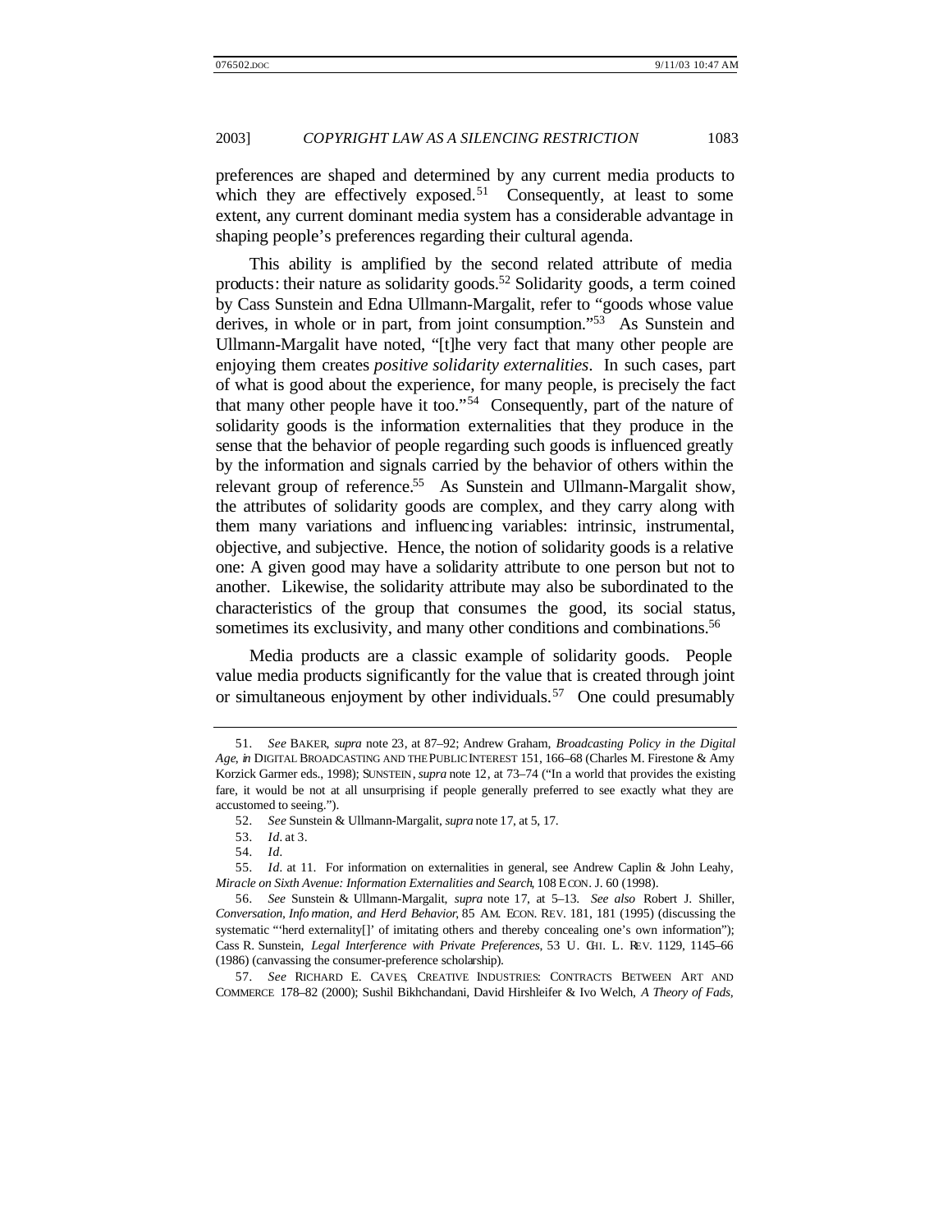preferences are shaped and determined by any current media products to which they are effectively exposed.[51] Consequently, at least to some extent, any current dominant media system has a considerable advantage in shaping people's preferences regarding their cultural agenda.

This ability is amplified by the second related attribute of media products: their nature as solidarity goods.[52] Solidarity goods, a term coined by Cass Sunstein and Edna Ullmann-Margalit, refer to "goods whose value derives, in whole or in part, from joint consumption."[53] As Sunstein and Ullmann-Margalit have noted, "[t]he very fact that many other people are enjoying them creates *positive solidarity externalities*. In such cases, part of what is good about the experience, for many people, is precisely the fact that many other people have it too."[54] Consequently, part of the nature of solidarity goods is the information externalities that they produce in the sense that the behavior of people regarding such goods is influenced greatly by the information and signals carried by the behavior of others within the relevant group of reference.[55] As Sunstein and Ullmann-Margalit show, the attributes of solidarity goods are complex, and they carry along with them many variations and influencing variables: intrinsic, instrumental, objective, and subjective. Hence, the notion of solidarity goods is a relative one: A given good may have a solidarity attribute to one person but not to another. Likewise, the solidarity attribute may also be subordinated to the characteristics of the group that consumes the good, its social status, sometimes its exclusivity, and many other conditions and combinations.[56]

Media products are a classic example of solidarity goods. People value media products significantly for the value that is created through joint or simultaneous enjoyment by other individuals.[57] One could presumably

---

51. *See* BAKER, *supra* note 23, at 87–92; Andrew Graham, *Broadcasting Policy in the Digital Age*, *in* DIGITAL BROADCASTING AND THE PUBLIC INTEREST 151, 166–68 (Charles M. Firestone & Amy Korzick Garmer eds., 1998); SUNSTEIN, *supra* note 12, at 73–74 ("In a world that provides the existing fare, it would be not at all unsurprising if people generally preferred to see exactly what they are accustomed to seeing.").

52. *See* Sunstein & Ullmann-Margalit, *supra* note 17, at 5, 17.

53. *Id.* at 3.

54. *Id.*

55. *Id.* at 11. For information on externalities in general, see Andrew Caplin & John Leahy, *Miracle on Sixth Avenue: Information Externalities and Search*, 108 ECON. J. 60 (1998).

56. *See* Sunstein & Ullmann-Margalit, *supra* note 17, at 5–13. *See also* Robert J. Shiller, *Conversation, Information, and Herd Behavior*, 85 AM. ECON. REV. 181, 181 (1995) (discussing the systematic "'herd externality[]' of imitating others and thereby concealing one's own information"); Cass R. Sunstein, *Legal Interference with Private Preferences*, 53 U. CHI. L. REV. 1129, 1145–66 (1986) (canvassing the consumer-preference scholarship).

57. *See* RICHARD E. CAVES, CREATIVE INDUSTRIES: CONTRACTS BETWEEN ART AND COMMERCE 178–82 (2000); Sushil Bikhchandani, David Hirshleifer & Ivo Welch, *A Theory of Fads,*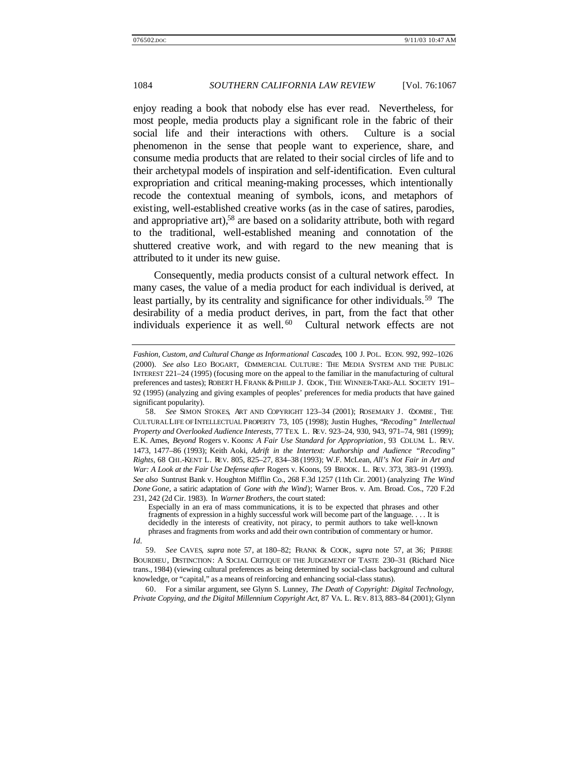enjoy reading a book that nobody else has ever read. Nevertheless, for most people, media products play a significant role in the fabric of their social life and their interactions with others. Culture is a social phenomenon in the sense that people want to experience, share, and consume media products that are related to their social circles of life and to their archetypal models of inspiration and self-identification. Even cultural expropriation and critical meaning-making processes, which intentionally recode the contextual meaning of symbols, icons, and metaphors of existing, well-established creative works (as in the case of satires, parodies, and appropriative art),[58] are based on a solidarity attribute, both with regard to the traditional, well-established meaning and connotation of the shuttered creative work, and with regard to the new meaning that is attributed to it under its new guise.

Consequently, media products consist of a cultural network effect. In many cases, the value of a media product for each individual is derived, at least partially, by its centrality and significance for other individuals.[59] The desirability of a media product derives, in part, from the fact that other individuals experience it as well.[60] Cultural network effects are not

---

*Fashion, Custom, and Cultural Change as Informational Cascades*, 100 J. POL. ECON. 992, 992–1026 (2000). *See also* LEO BOGART, COMMERCIAL CULTURE: THE MEDIA SYSTEM AND THE PUBLIC INTEREST 221–24 (1995) (focusing more on the appeal to the familiar in the manufacturing of cultural preferences and tastes); ROBERT H. FRANK & PHILIP J. COOK, THE WINNER-TAKE-ALL SOCIETY 191–92 (1995) (analyzing and giving examples of peoples' preferences for media products that have gained significant popularity).

58. *See* SIMON STOKES, ART AND COPYRIGHT 123–34 (2001); ROSEMARY J. COOMBE, THE CULTURAL LIFE OF INTELLECTUAL PROPERTY 73, 105 (1998); Justin Hughes, *"Recoding" Intellectual Property and Overlooked Audience Interests*, 77 TEX. L. REV. 923–24, 930, 943, 971–74, 981 (1999); E.K. Ames, *Beyond* Rogers v. Koons*: A Fair Use Standard for Appropriation*, 93 COLUM. L. REV. 1473, 1477–86 (1993); Keith Aoki, *Adrift in the Intertext: Authorship and Audience "Recoding" Rights*, 68 CHI.-KENT L. REV. 805, 825–27, 834–38 (1993); W.F. McLean, *All's Not Fair in Art and War: A Look at the Fair Use Defense after* Rogers v. Koons, 59 BROOK. L. REV. 373, 383–91 (1993). *See also* Suntrust Bank v. Houghton Mifflin Co., 268 F.3d 1257 (11th Cir. 2001) (analyzing *The Wind Done Gone*, a satiric adaptation of *Gone with the Wind*); Warner Bros. v. Am. Broad. Cos., 720 F.2d 231, 242 (2d Cir. 1983). In *Warner Brothers*, the court stated:

> Especially in an era of mass communications, it is to be expected that phrases and other fragments of expression in a highly successful work will become part of the language. . . . It is decidedly in the interests of creativity, not piracy, to permit authors to take well-known phrases and fragments from works and add their own contribution of commentary or humor.

*Id.*

59. *See* CAVES, *supra* note 57, at 180–82; FRANK & COOK, *supra* note 57, at 36; PIERRE BOURDIEU, DISTINCTION: A SOCIAL CRITIQUE OF THE JUDGEMENT OF TASTE 230–31 (Richard Nice trans., 1984) (viewing cultural preferences as being determined by social-class background and cultural knowledge, or "capital," as a means of reinforcing and enhancing social-class status).

60. For a similar argument, see Glynn S. Lunney, *The Death of Copyright: Digital Technology, Private Copying, and the Digital Millennium Copyright Act*, 87 VA. L. REV. 813, 883–84 (2001); Glynn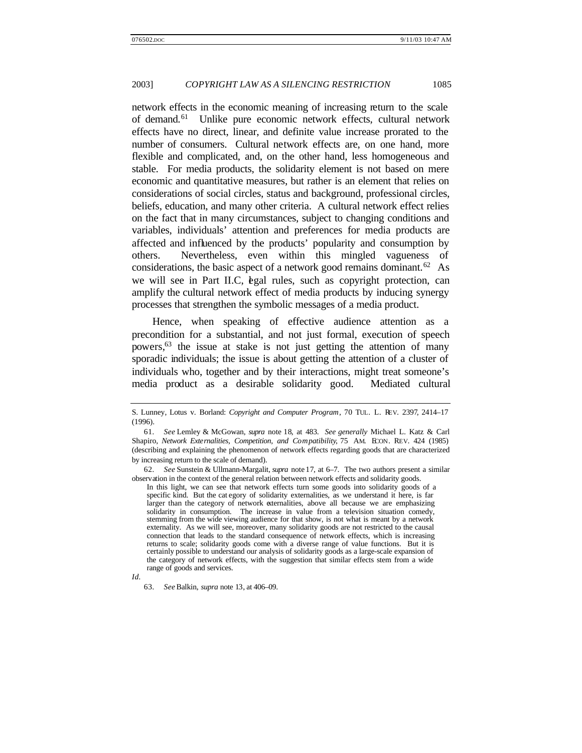network effects in the economic meaning of increasing return to the scale of demand.[61] Unlike pure economic network effects, cultural network effects have no direct, linear, and definite value increase prorated to the number of consumers. Cultural network effects are, on one hand, more flexible and complicated, and, on the other hand, less homogeneous and stable. For media products, the solidarity element is not based on mere economic and quantitative measures, but rather is an element that relies on considerations of social circles, status and background, professional circles, beliefs, education, and many other criteria. A cultural network effect relies on the fact that in many circumstances, subject to changing conditions and variables, individuals' attention and preferences for media products are affected and influenced by the products' popularity and consumption by others. Nevertheless, even within this mingled vagueness of considerations, the basic aspect of a network good remains dominant.[62] As we will see in Part II.C, legal rules, such as copyright protection, can amplify the cultural network effect of media products by inducing synergy processes that strengthen the symbolic messages of a media product.

Hence, when speaking of effective audience attention as a precondition for a substantial, and not just formal, execution of speech powers,[63] the issue at stake is not just getting the attention of many sporadic individuals; the issue is about getting the attention of a cluster of individuals who, together and by their interactions, might treat someone's media product as a desirable solidarity good. Mediated cultural

---

S. Lunney, Lotus v. Borland: *Copyright and Computer Program*, 70 TUL. L. REV. 2397, 2414–17 (1996).

61. *See* Lemley & McGowan, *supra* note 18, at 483. *See generally* Michael L. Katz & Carl Shapiro, *Network Externalities, Competition, and Compatibility*, 75 AM. ECON. REV. 424 (1985) (describing and explaining the phenomenon of network effects regarding goods that are characterized by increasing return to the scale of demand).

62. *See* Sunstein & Ullmann-Margalit, *supra* note 17, at 6–7. The two authors present a similar observation in the context of the general relation between network effects and solidarity goods.

> In this light, we can see that network effects turn some goods into solidarity goods of a specific kind. But the category of solidarity externalities, as we understand it here, is far larger than the category of network externalities, above all because we are emphasizing solidarity in consumption. The increase in value from a television situation comedy, stemming from the wide viewing audience for that show, is not what is meant by a network externality. As we will see, moreover, many solidarity goods are not restricted to the causal connection that leads to the standard consequence of network effects, which is increasing returns to scale; solidarity goods come with a diverse range of value functions. But it is certainly possible to understand our analysis of solidarity goods as a large-scale expansion of the category of network effects, with the suggestion that similar effects stem from a wide range of goods and services.

*Id*.

63. *See* Balkin, *supra* note 13, at 406–09.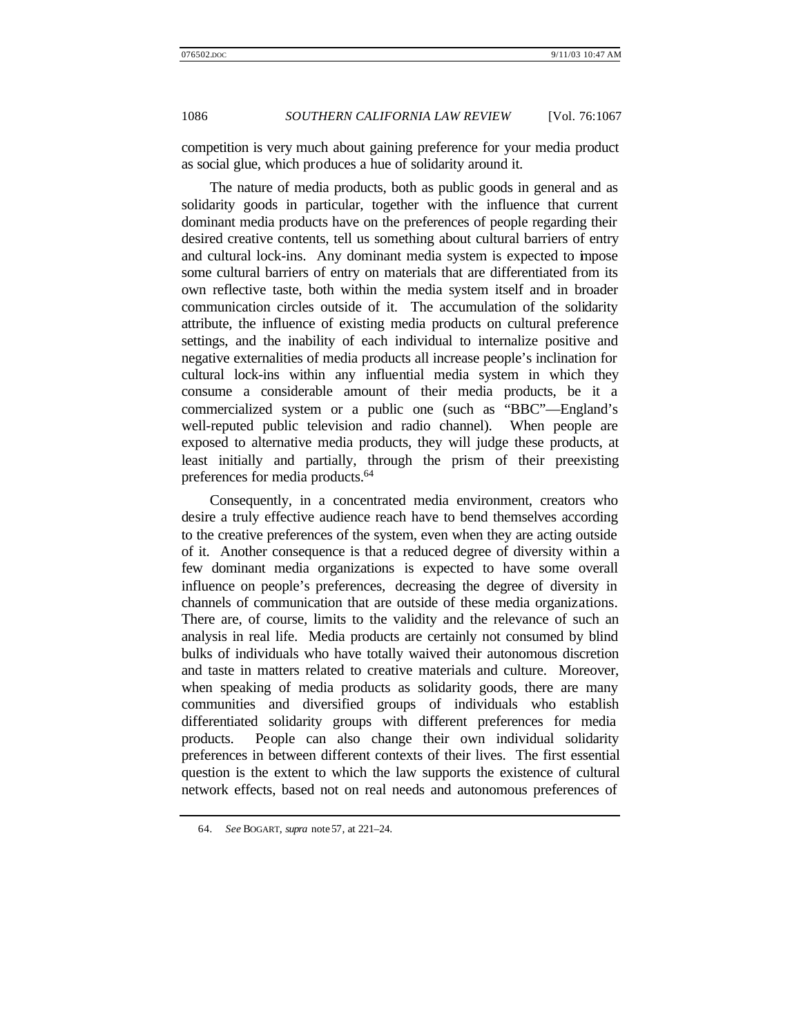competition is very much about gaining preference for your media product as social glue, which produces a hue of solidarity around it.

The nature of media products, both as public goods in general and as solidarity goods in particular, together with the influence that current dominant media products have on the preferences of people regarding their desired creative contents, tell us something about cultural barriers of entry and cultural lock-ins. Any dominant media system is expected to impose some cultural barriers of entry on materials that are differentiated from its own reflective taste, both within the media system itself and in broader communication circles outside of it. The accumulation of the solidarity attribute, the influence of existing media products on cultural preference settings, and the inability of each individual to internalize positive and negative externalities of media products all increase people's inclination for cultural lock-ins within any influential media system in which they consume a considerable amount of their media products, be it a commercialized system or a public one (such as "BBC"—England's well-reputed public television and radio channel). When people are exposed to alternative media products, they will judge these products, at least initially and partially, through the prism of their preexisting preferences for media products.[64]

Consequently, in a concentrated media environment, creators who desire a truly effective audience reach have to bend themselves according to the creative preferences of the system, even when they are acting outside of it. Another consequence is that a reduced degree of diversity within a few dominant media organizations is expected to have some overall influence on people's preferences, decreasing the degree of diversity in channels of communication that are outside of these media organizations. There are, of course, limits to the validity and the relevance of such an analysis in real life. Media products are certainly not consumed by blind bulks of individuals who have totally waived their autonomous discretion and taste in matters related to creative materials and culture. Moreover, when speaking of media products as solidarity goods, there are many communities and diversified groups of individuals who establish differentiated solidarity groups with different preferences for media products. People can also change their own individual solidarity preferences in between different contexts of their lives. The first essential question is the extent to which the law supports the existence of cultural network effects, based not on real needs and autonomous preferences of

64. *See* BOGART, *supra* note 57, at 221–24.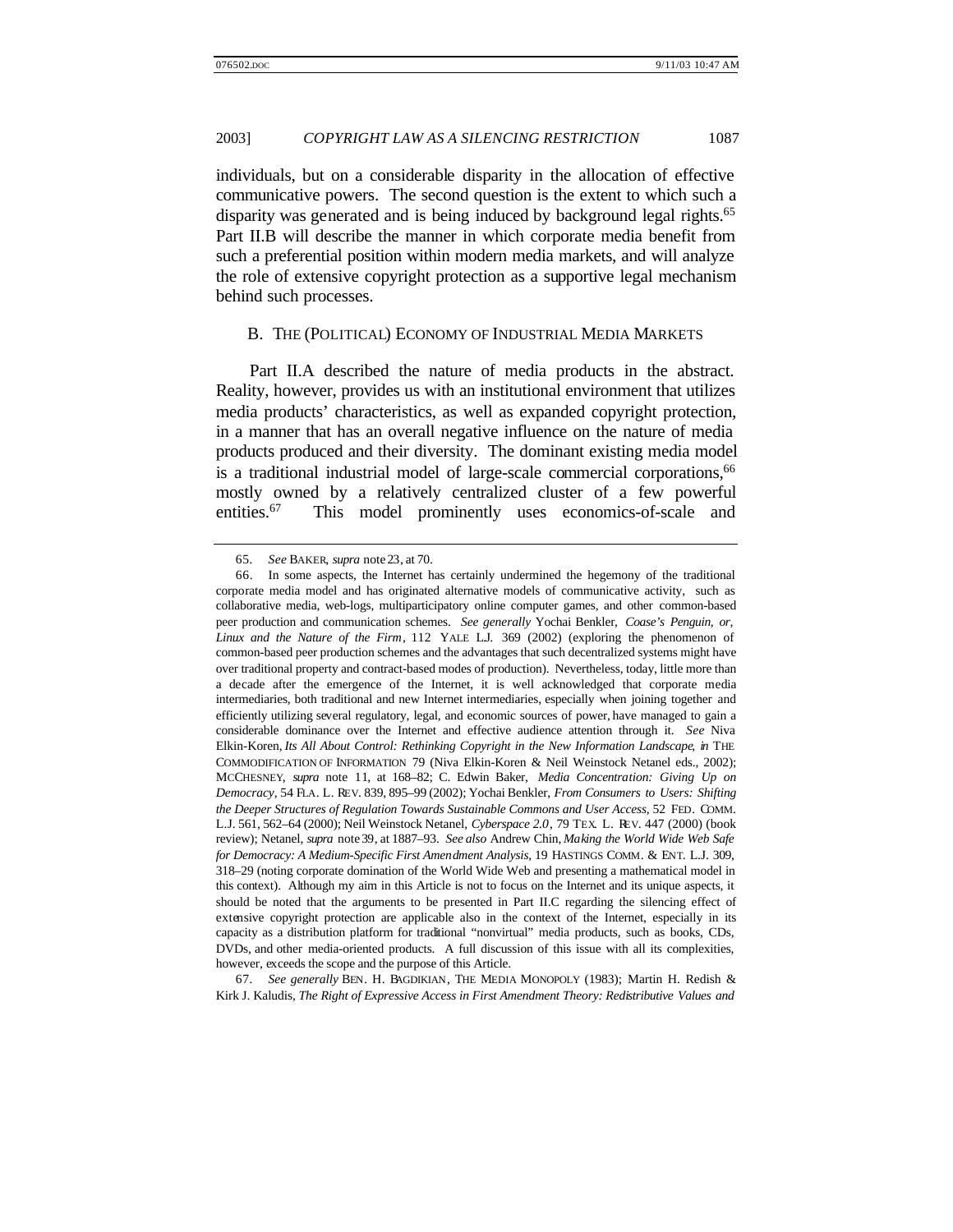individuals, but on a considerable disparity in the allocation of effective communicative powers. The second question is the extent to which such a disparity was generated and is being induced by background legal rights.[65] Part II.B will describe the manner in which corporate media benefit from such a preferential position within modern media markets, and will analyze the role of extensive copyright protection as a supportive legal mechanism behind such processes.

### B. THE (POLITICAL) ECONOMY OF INDUSTRIAL MEDIA MARKETS

Part II.A described the nature of media products in the abstract. Reality, however, provides us with an institutional environment that utilizes media products' characteristics, as well as expanded copyright protection, in a manner that has an overall negative influence on the nature of media products produced and their diversity. The dominant existing media model is a traditional industrial model of large-scale commercial corporations,[66] mostly owned by a relatively centralized cluster of a few powerful entities.[67] This model prominently uses economics-of-scale and

---

65. *See* BAKER, *supra* note 23, at 70.

66. In some aspects, the Internet has certainly undermined the hegemony of the traditional corporate media model and has originated alternative models of communicative activity, such as collaborative media, web-logs, multiparticipatory online computer games, and other common-based peer production and communication schemes. *See generally* Yochai Benkler, *Coase's Penguin, or, Linux and the Nature of the Firm*, 112 YALE L.J. 369 (2002) (exploring the phenomenon of common-based peer production schemes and the advantages that such decentralized systems might have over traditional property and contract-based modes of production). Nevertheless, today, little more than a decade after the emergence of the Internet, it is well acknowledged that corporate media intermediaries, both traditional and new Internet intermediaries, especially when joining together and efficiently utilizing several regulatory, legal, and economic sources of power, have managed to gain a considerable dominance over the Internet and effective audience attention through it. *See* Niva Elkin-Koren, *Its All About Control: Rethinking Copyright in the New Information Landscape*, *in* THE COMMODIFICATION OF INFORMATION 79 (Niva Elkin-Koren & Neil Weinstock Netanel eds., 2002); MCCHESNEY, *supra* note 11, at 168–82; C. Edwin Baker, *Media Concentration: Giving Up on Democracy*, 54 FLA. L. REV. 839, 895–99 (2002); Yochai Benkler, *From Consumers to Users: Shifting the Deeper Structures of Regulation Towards Sustainable Commons and User Access*, 52 FED. COMM. L.J. 561, 562–64 (2000); Neil Weinstock Netanel, *Cyberspace 2.0*, 79 TEX. L. REV. 447 (2000) (book review); Netanel, *supra* note 39, at 1887–93. *See also* Andrew Chin, *Making the World Wide Web Safe for Democracy: A Medium-Specific First Amendment Analysis*, 19 HASTINGS COMM. & ENT. L.J. 309, 318–29 (noting corporate domination of the World Wide Web and presenting a mathematical model in this context). Although my aim in this Article is not to focus on the Internet and its unique aspects, it should be noted that the arguments to be presented in Part II.C regarding the silencing effect of extensive copyright protection are applicable also in the context of the Internet, especially in its capacity as a distribution platform for traditional "nonvirtual" media products, such as books, CDs, DVDs, and other media-oriented products. A full discussion of this issue with all its complexities, however, exceeds the scope and the purpose of this Article.

67. *See generally* BEN. H. BAGDIKIAN, THE MEDIA MONOPOLY (1983); Martin H. Redish & Kirk J. Kaludis, *The Right of Expressive Access in First Amendment Theory: Redistributive Values and*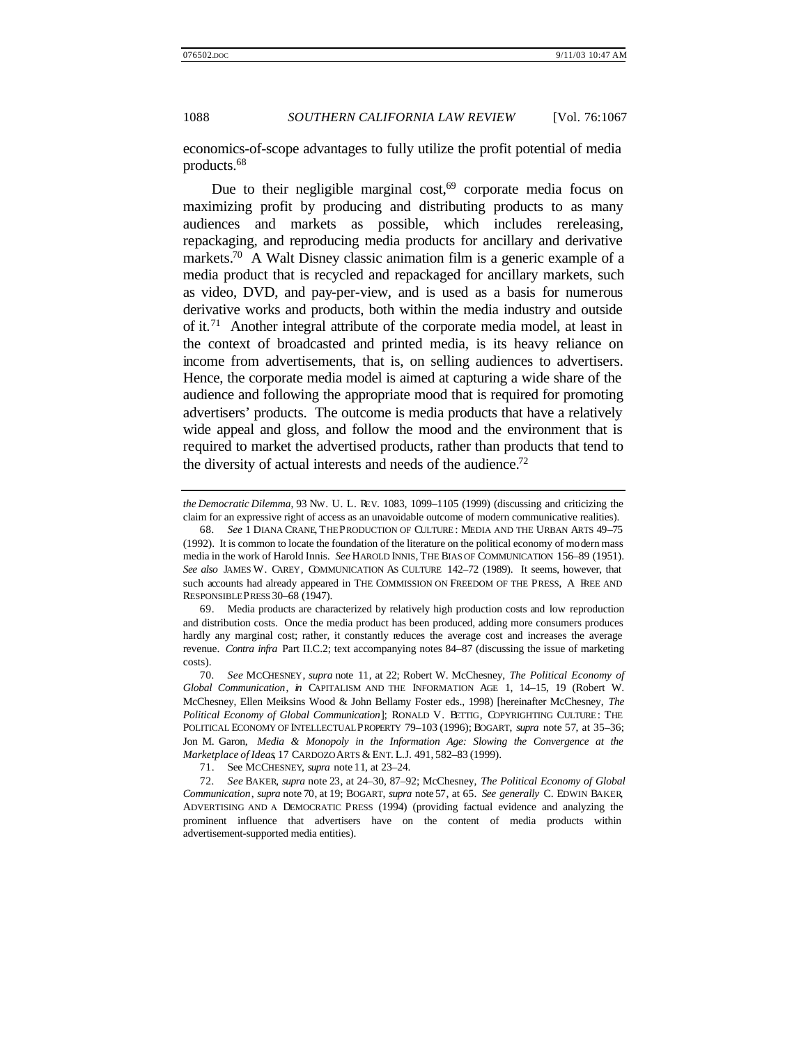economics-of-scope advantages to fully utilize the profit potential of media products.[68]

Due to their negligible marginal cost,[69] corporate media focus on maximizing profit by producing and distributing products to as many audiences and markets as possible, which includes rereleasing, repackaging, and reproducing media products for ancillary and derivative markets.[70] A Walt Disney classic animation film is a generic example of a media product that is recycled and repackaged for ancillary markets, such as video, DVD, and pay-per-view, and is used as a basis for numerous derivative works and products, both within the media industry and outside of it.[71] Another integral attribute of the corporate media model, at least in the context of broadcasted and printed media, is its heavy reliance on income from advertisements, that is, on selling audiences to advertisers. Hence, the corporate media model is aimed at capturing a wide share of the audience and following the appropriate mood that is required for promoting advertisers' products. The outcome is media products that have a relatively wide appeal and gloss, and follow the mood and the environment that is required to market the advertised products, rather than products that tend to the diversity of actual interests and needs of the audience.[72]

---

*the Democratic Dilemma*, 93 NW. U. L. REV. 1083, 1099–1105 (1999) (discussing and criticizing the claim for an expressive right of access as an unavoidable outcome of modern communicative realities).

68. *See* 1 DIANA CRANE, THE PRODUCTION OF CULTURE: MEDIA AND THE URBAN ARTS 49–75 (1992). It is common to locate the foundation of the literature on the political economy of modern mass media in the work of Harold Innis. *See* HAROLD INNIS, THE BIAS OF COMMUNICATION 156–89 (1951). *See also* JAMES W. CAREY, COMMUNICATION AS CULTURE 142–72 (1989). It seems, however, that such accounts had already appeared in THE COMMISSION ON FREEDOM OF THE PRESS, A FREE AND RESPONSIBLE PRESS 30–68 (1947).

69. Media products are characterized by relatively high production costs and low reproduction and distribution costs. Once the media product has been produced, adding more consumers produces hardly any marginal cost; rather, it constantly reduces the average cost and increases the average revenue. *Contra infra* Part II.C.2; text accompanying notes 84–87 (discussing the issue of marketing costs).

70. *See* MCCHESNEY, *supra* note 11, at 22; Robert W. McChesney, *The Political Economy of Global Communication*, *in* CAPITALISM AND THE INFORMATION AGE 1, 14–15, 19 (Robert W. McChesney, Ellen Meiksins Wood & John Bellamy Foster eds., 1998) [hereinafter McChesney, *The Political Economy of Global Communication*]; RONALD V. BETTIG, COPYRIGHTING CULTURE: THE POLITICAL ECONOMY OF INTELLECTUAL PROPERTY 79–103 (1996); BOGART, *supra* note 57, at 35–36; Jon M. Garon, *Media & Monopoly in the Information Age: Slowing the Convergence at the Marketplace of Ideas*, 17 CARDOZO ARTS & ENT. L.J. 491, 582–83 (1999).

71. See MCCHESNEY, *supra* note 11, at 23–24.

72. *See* BAKER, *supra* note 23, at 24–30, 87–92; McChesney, *The Political Economy of Global Communication*, *supra* note 70, at 19; BOGART, *supra* note 57, at 65. *See generally* C. EDWIN BAKER, ADVERTISING AND A DEMOCRATIC PRESS (1994) (providing factual evidence and analyzing the prominent influence that advertisers have on the content of media products within advertisement-supported media entities).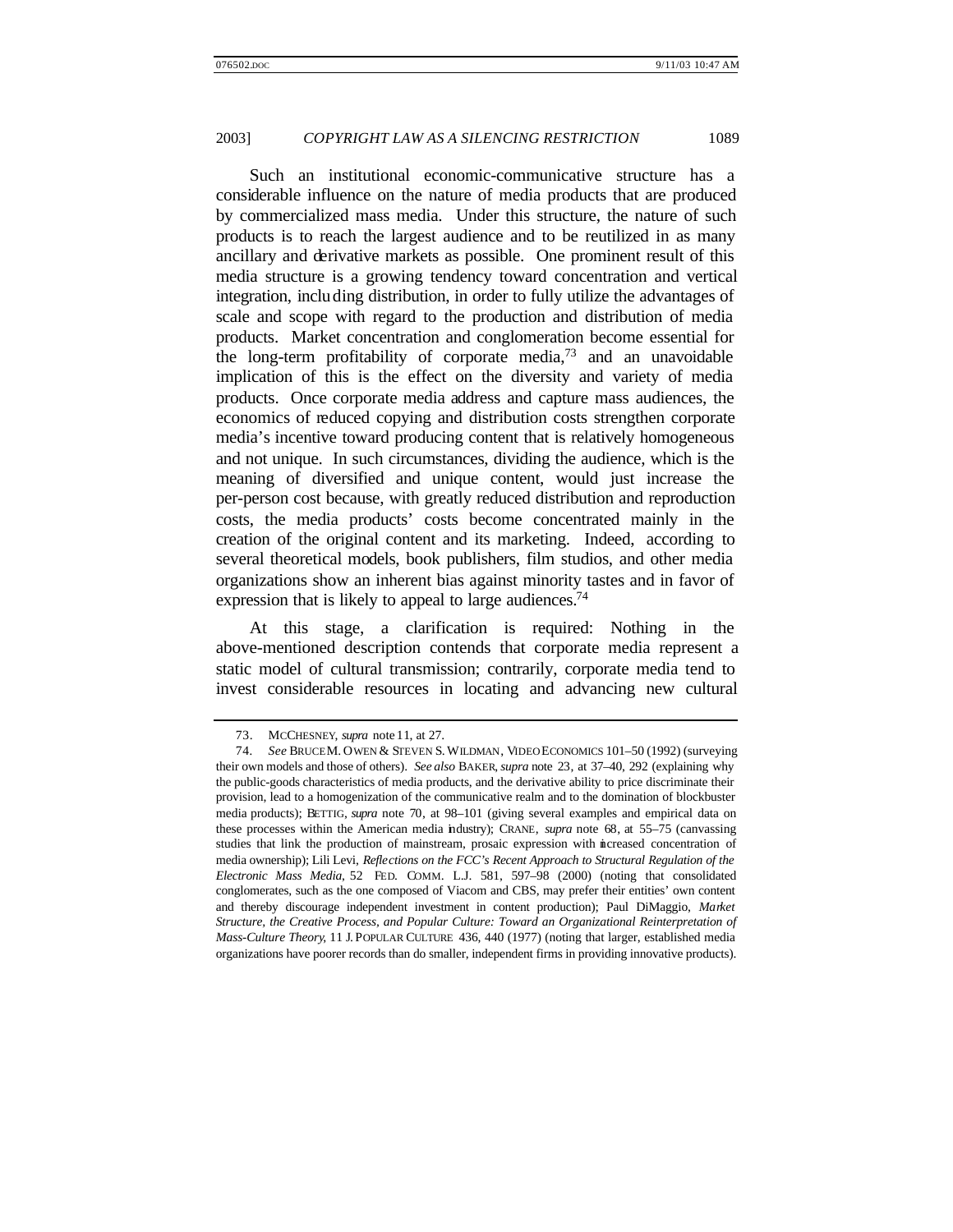Such an institutional economic-communicative structure has a considerable influence on the nature of media products that are produced by commercialized mass media. Under this structure, the nature of such products is to reach the largest audience and to be reutilized in as many ancillary and derivative markets as possible. One prominent result of this media structure is a growing tendency toward concentration and vertical integration, including distribution, in order to fully utilize the advantages of scale and scope with regard to the production and distribution of media products. Market concentration and conglomeration become essential for the long-term profitability of corporate media,[73] and an unavoidable implication of this is the effect on the diversity and variety of media products. Once corporate media address and capture mass audiences, the economics of reduced copying and distribution costs strengthen corporate media's incentive toward producing content that is relatively homogeneous and not unique. In such circumstances, dividing the audience, which is the meaning of diversified and unique content, would just increase the per-person cost because, with greatly reduced distribution and reproduction costs, the media products' costs become concentrated mainly in the creation of the original content and its marketing. Indeed, according to several theoretical models, book publishers, film studios, and other media organizations show an inherent bias against minority tastes and in favor of expression that is likely to appeal to large audiences.[74]

At this stage, a clarification is required: Nothing in the above-mentioned description contends that corporate media represent a static model of cultural transmission; contrarily, corporate media tend to invest considerable resources in locating and advancing new cultural

---

73. MCCHESNEY, *supra* note 11, at 27.

74. *See* BRUCE M. OWEN & STEVEN S. WILDMAN, VIDEO ECONOMICS 101–50 (1992) (surveying their own models and those of others). *See also* BAKER, *supra* note 23, at 37–40, 292 (explaining why the public-goods characteristics of media products, and the derivative ability to price discriminate their provision, lead to a homogenization of the communicative realm and to the domination of blockbuster media products); BETTIG, *supra* note 70, at 98–101 (giving several examples and empirical data on these processes within the American media industry); CRANE, *supra* note 68, at 55–75 (canvassing studies that link the production of mainstream, prosaic expression with increased concentration of media ownership); Lili Levi, *Reflections on the FCC's Recent Approach to Structural Regulation of the Electronic Mass Media*, 52 FED. COMM. L.J. 581, 597–98 (2000) (noting that consolidated conglomerates, such as the one composed of Viacom and CBS, may prefer their entities' own content and thereby discourage independent investment in content production); Paul DiMaggio, *Market Structure, the Creative Process, and Popular Culture: Toward an Organizational Reinterpretation of Mass-Culture Theory*, 11 J. POPULAR CULTURE 436, 440 (1977) (noting that larger, established media organizations have poorer records than do smaller, independent firms in providing innovative products).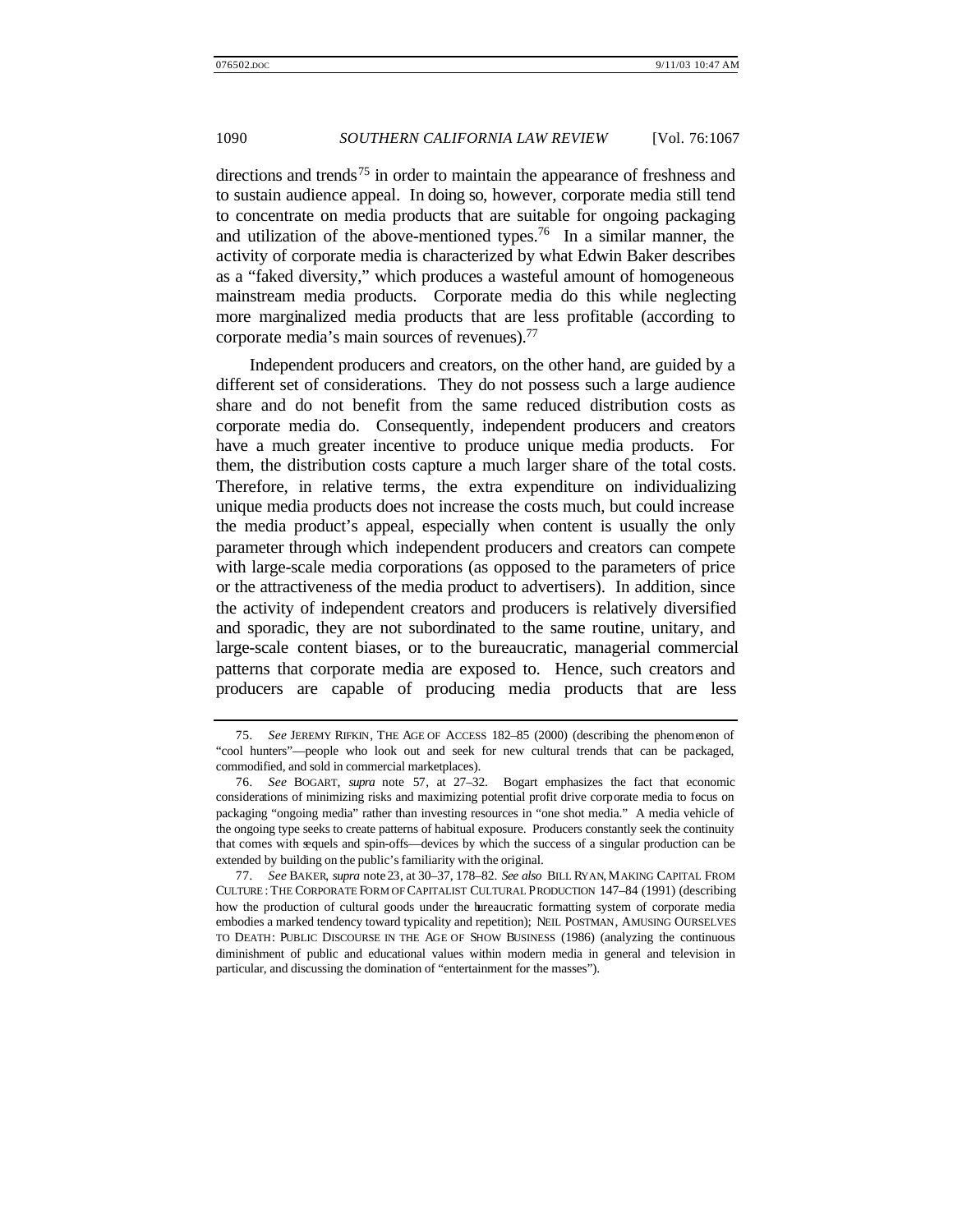directions and trends[75] in order to maintain the appearance of freshness and to sustain audience appeal. In doing so, however, corporate media still tend to concentrate on media products that are suitable for ongoing packaging and utilization of the above-mentioned types.[76] In a similar manner, the activity of corporate media is characterized by what Edwin Baker describes as a "faked diversity," which produces a wasteful amount of homogeneous mainstream media products. Corporate media do this while neglecting more marginalized media products that are less profitable (according to corporate media's main sources of revenues).[77]

Independent producers and creators, on the other hand, are guided by a different set of considerations. They do not possess such a large audience share and do not benefit from the same reduced distribution costs as corporate media do. Consequently, independent producers and creators have a much greater incentive to produce unique media products. For them, the distribution costs capture a much larger share of the total costs. Therefore, in relative terms, the extra expenditure on individualizing unique media products does not increase the costs much, but could increase the media product's appeal, especially when content is usually the only parameter through which independent producers and creators can compete with large-scale media corporations (as opposed to the parameters of price or the attractiveness of the media product to advertisers). In addition, since the activity of independent creators and producers is relatively diversified and sporadic, they are not subordinated to the same routine, unitary, and large-scale content biases, or to the bureaucratic, managerial commercial patterns that corporate media are exposed to. Hence, such creators and producers are capable of producing media products that are less

---

75. *See* JEREMY RIFKIN, THE AGE OF ACCESS 182–85 (2000) (describing the phenomenon of "cool hunters"—people who look out and seek for new cultural trends that can be packaged, commodified, and sold in commercial marketplaces).

76. *See* BOGART, *supra* note 57, at 27–32. Bogart emphasizes the fact that economic considerations of minimizing risks and maximizing potential profit drive corporate media to focus on packaging "ongoing media" rather than investing resources in "one shot media." A media vehicle of the ongoing type seeks to create patterns of habitual exposure. Producers constantly seek the continuity that comes with sequels and spin-offs—devices by which the success of a singular production can be extended by building on the public's familiarity with the original.

77. *See* BAKER, *supra* note 23, at 30–37, 178–82. *See also* BILL RYAN, MAKING CAPITAL FROM CULTURE: THE CORPORATE FORM OF CAPITALIST CULTURAL PRODUCTION 147–84 (1991) (describing how the production of cultural goods under the bureaucratic formatting system of corporate media embodies a marked tendency toward typicality and repetition); NEIL POSTMAN, AMUSING OURSELVES TO DEATH: PUBLIC DISCOURSE IN THE AGE OF SHOW BUSINESS (1986) (analyzing the continuous diminishment of public and educational values within modern media in general and television in particular, and discussing the domination of "entertainment for the masses").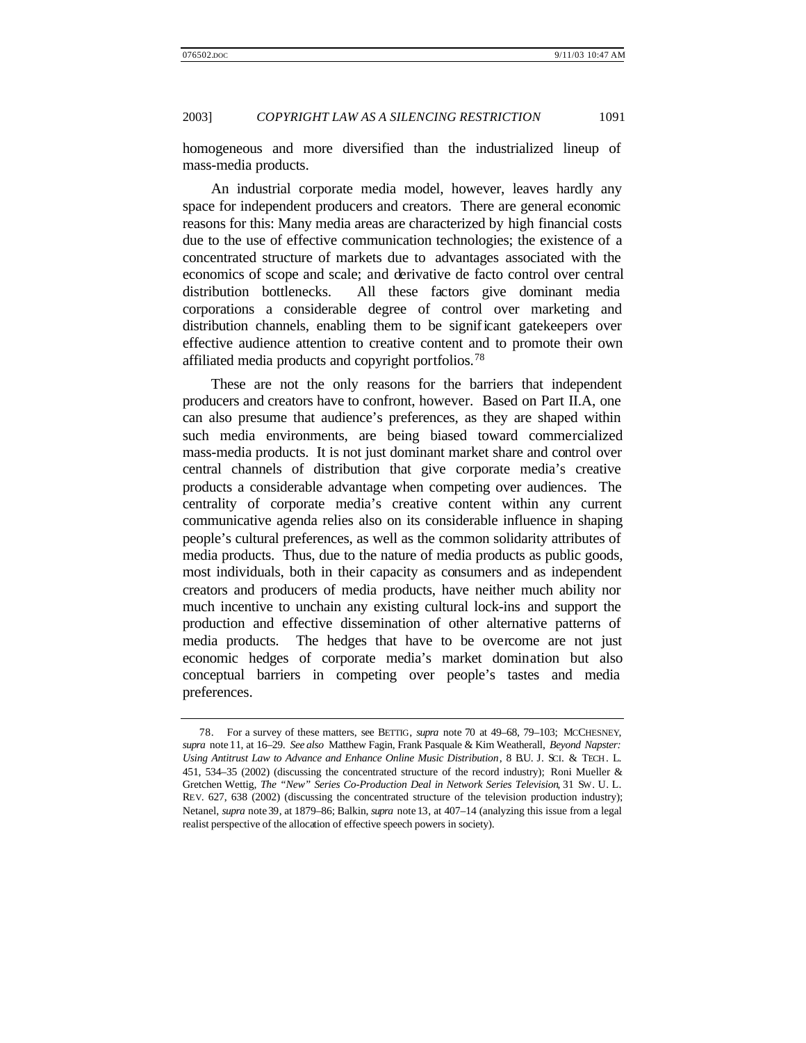homogeneous and more diversified than the industrialized lineup of mass-media products.

An industrial corporate media model, however, leaves hardly any space for independent producers and creators. There are general economic reasons for this: Many media areas are characterized by high financial costs due to the use of effective communication technologies; the existence of a concentrated structure of markets due to advantages associated with the economics of scope and scale; and derivative de facto control over central distribution bottlenecks. All these factors give dominant media corporations a considerable degree of control over marketing and distribution channels, enabling them to be significant gatekeepers over effective audience attention to creative content and to promote their own affiliated media products and copyright portfolios.[78]

These are not the only reasons for the barriers that independent producers and creators have to confront, however. Based on Part II.A, one can also presume that audience's preferences, as they are shaped within such media environments, are being biased toward commercialized mass-media products. It is not just dominant market share and control over central channels of distribution that give corporate media's creative products a considerable advantage when competing over audiences. The centrality of corporate media's creative content within any current communicative agenda relies also on its considerable influence in shaping people's cultural preferences, as well as the common solidarity attributes of media products. Thus, due to the nature of media products as public goods, most individuals, both in their capacity as consumers and as independent creators and producers of media products, have neither much ability nor much incentive to unchain any existing cultural lock-ins and support the production and effective dissemination of other alternative patterns of media products. The hedges that have to be overcome are not just economic hedges of corporate media's market domination but also conceptual barriers in competing over people's tastes and media preferences.

---

78. For a survey of these matters, see BETTIG, *supra* note 70 at 49–68, 79–103; MCCHESNEY, *supra* note 11, at 16–29. *See also* Matthew Fagin, Frank Pasquale & Kim Weatherall, *Beyond Napster: Using Antitrust Law to Advance and Enhance Online Music Distribution*, 8 B.U. J. SCI. & TECH. L. 451, 534–35 (2002) (discussing the concentrated structure of the record industry); Roni Mueller & Gretchen Wettig, *The "New" Series Co-Production Deal in Network Series Television*, 31 SW. U. L. REV. 627, 638 (2002) (discussing the concentrated structure of the television production industry); Netanel, *supra* note 39, at 1879–86; Balkin, *supra* note 13, at 407–14 (analyzing this issue from a legal realist perspective of the allocation of effective speech powers in society).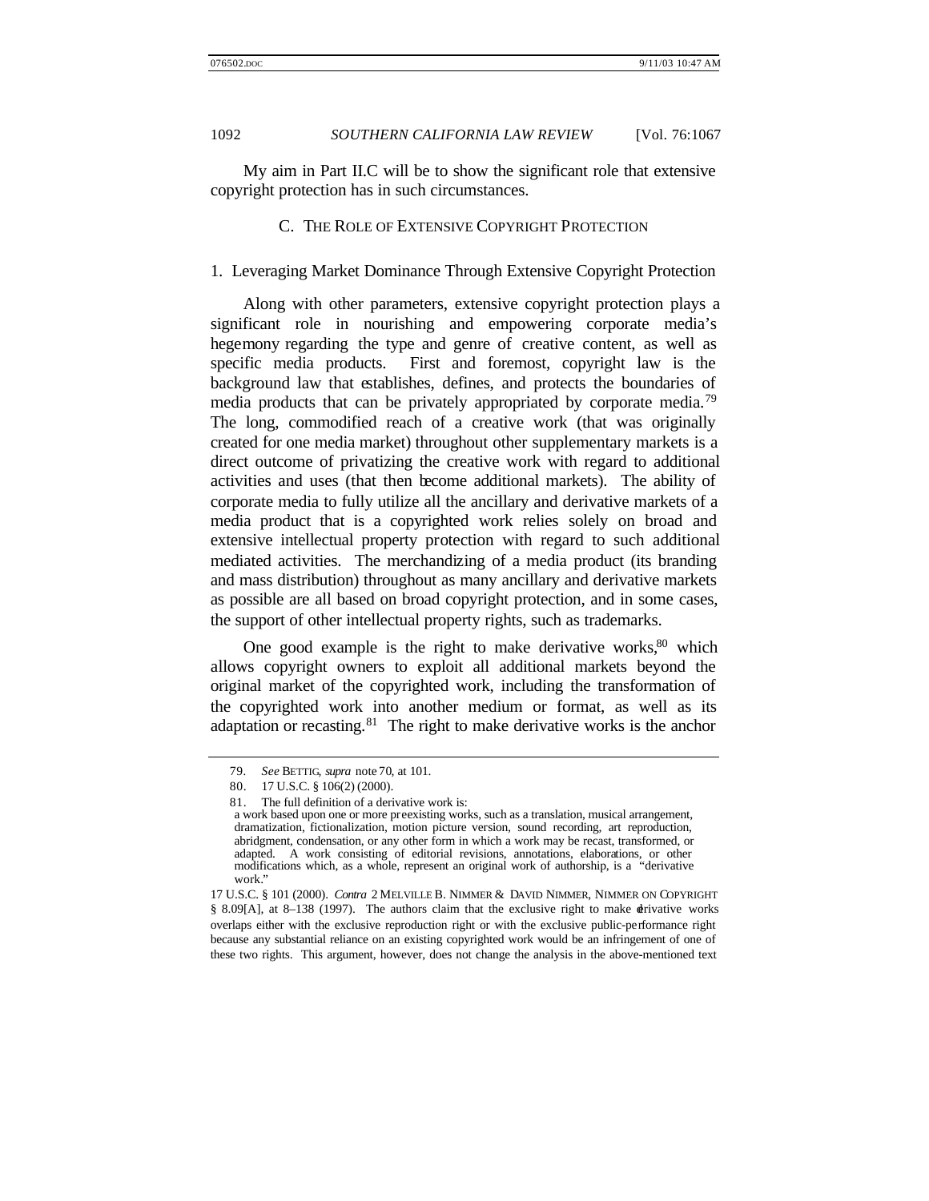My aim in Part II.C will be to show the significant role that extensive copyright protection has in such circumstances.

## C. THE ROLE OF EXTENSIVE COPYRIGHT PROTECTION

### 1. Leveraging Market Dominance Through Extensive Copyright Protection

Along with other parameters, extensive copyright protection plays a significant role in nourishing and empowering corporate media's hegemony regarding the type and genre of creative content, as well as specific media products. First and foremost, copyright law is the background law that establishes, defines, and protects the boundaries of media products that can be privately appropriated by corporate media.[79] The long, commodified reach of a creative work (that was originally created for one media market) throughout other supplementary markets is a direct outcome of privatizing the creative work with regard to additional activities and uses (that then become additional markets). The ability of corporate media to fully utilize all the ancillary and derivative markets of a media product that is a copyrighted work relies solely on broad and extensive intellectual property protection with regard to such additional mediated activities. The merchandizing of a media product (its branding and mass distribution) throughout as many ancillary and derivative markets as possible are all based on broad copyright protection, and in some cases, the support of other intellectual property rights, such as trademarks.

One good example is the right to make derivative works,[80] which allows copyright owners to exploit all additional markets beyond the original market of the copyrighted work, including the transformation of the copyrighted work into another medium or format, as well as its adaptation or recasting.[81] The right to make derivative works is the anchor

---

79. *See* BETTIG, *supra* note 70, at 101.

80. 17 U.S.C. § 106(2) (2000).

81. The full definition of a derivative work is:

> a work based upon one or more preexisting works, such as a translation, musical arrangement, dramatization, fictionalization, motion picture version, sound recording, art reproduction, abridgment, condensation, or any other form in which a work may be recast, transformed, or adapted. A work consisting of editorial revisions, annotations, elaborations, or other modifications which, as a whole, represent an original work of authorship, is a "derivative work."

17 U.S.C. § 101 (2000). *Contra* 2 MELVILLE B. NIMMER & DAVID NIMMER, NIMMER ON COPYRIGHT § 8.09[A], at 8–138 (1997). The authors claim that the exclusive right to make derivative works overlaps either with the exclusive reproduction right or with the exclusive public-performance right because any substantial reliance on an existing copyrighted work would be an infringement of one of these two rights. This argument, however, does not change the analysis in the above-mentioned text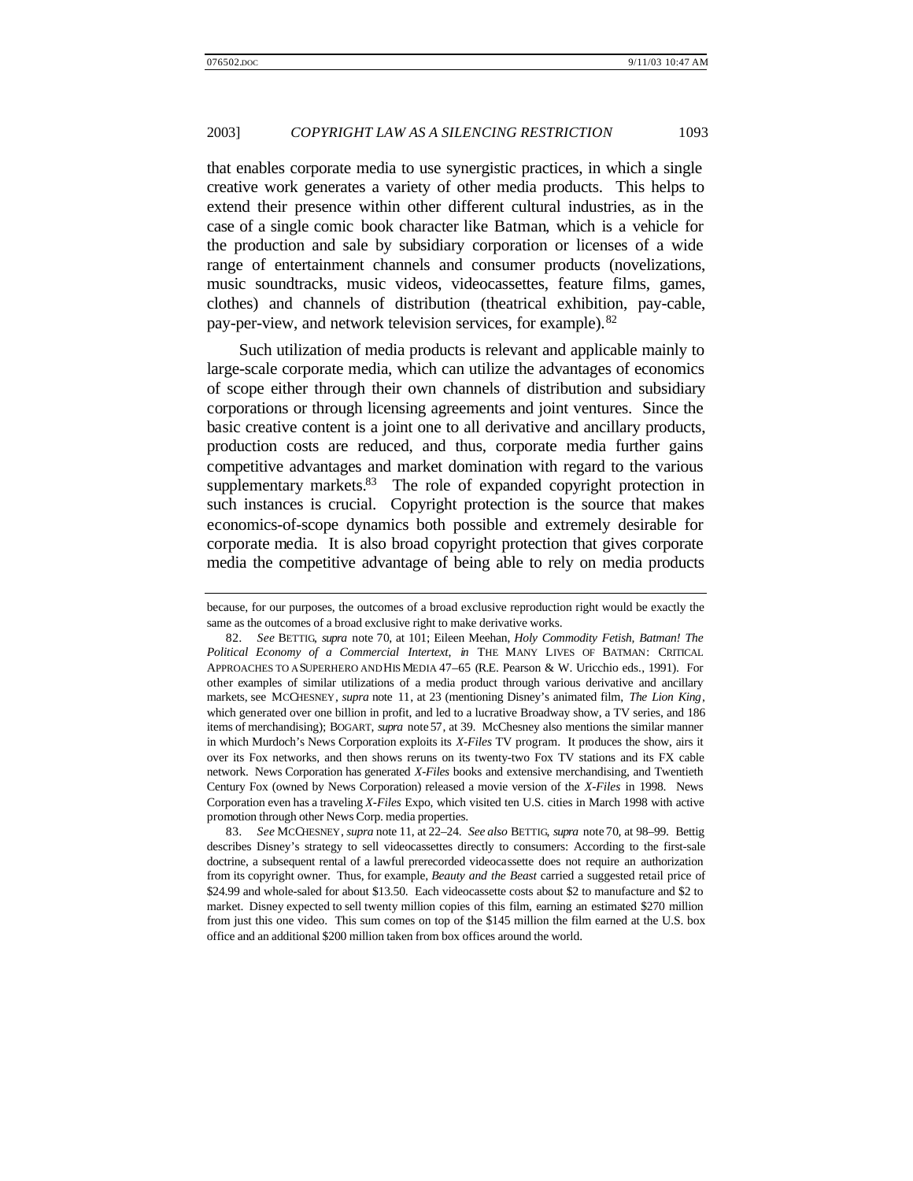that enables corporate media to use synergistic practices, in which a single creative work generates a variety of other media products. This helps to extend their presence within other different cultural industries, as in the case of a single comic book character like Batman, which is a vehicle for the production and sale by subsidiary corporation or licenses of a wide range of entertainment channels and consumer products (novelizations, music soundtracks, music videos, videocassettes, feature films, games, clothes) and channels of distribution (theatrical exhibition, pay-cable, pay-per-view, and network television services, for example).[82]

Such utilization of media products is relevant and applicable mainly to large-scale corporate media, which can utilize the advantages of economics of scope either through their own channels of distribution and subsidiary corporations or through licensing agreements and joint ventures. Since the basic creative content is a joint one to all derivative and ancillary products, production costs are reduced, and thus, corporate media further gains competitive advantages and market domination with regard to the various supplementary markets.[83] The role of expanded copyright protection in such instances is crucial. Copyright protection is the source that makes economics-of-scope dynamics both possible and extremely desirable for corporate media. It is also broad copyright protection that gives corporate media the competitive advantage of being able to rely on media products

---

because, for our purposes, the outcomes of a broad exclusive reproduction right would be exactly the same as the outcomes of a broad exclusive right to make derivative works.

82. *See* BETTIG, *supra* note 70, at 101; Eileen Meehan, *Holy Commodity Fetish, Batman! The Political Economy of a Commercial Intertext*, *in* THE MANY LIVES OF BATMAN: CRITICAL APPROACHES TO A SUPERHERO AND HIS MEDIA 47–65 (R.E. Pearson & W. Uricchio eds., 1991). For other examples of similar utilizations of a media product through various derivative and ancillary markets, see MCCHESNEY, *supra* note 11, at 23 (mentioning Disney's animated film, *The Lion King*, which generated over one billion in profit, and led to a lucrative Broadway show, a TV series, and 186 items of merchandising); BOGART, *supra* note 57, at 39. McChesney also mentions the similar manner in which Murdoch's News Corporation exploits its *X-Files* TV program. It produces the show, airs it over its Fox networks, and then shows reruns on its twenty-two Fox TV stations and its FX cable network. News Corporation has generated *X-Files* books and extensive merchandising, and Twentieth Century Fox (owned by News Corporation) released a movie version of the *X-Files* in 1998. News Corporation even has a traveling *X-Files* Expo, which visited ten U.S. cities in March 1998 with active promotion through other News Corp. media properties.

83. *See* MCCHESNEY, *supra* note 11, at 22–24. *See also* BETTIG, *supra* note 70, at 98–99. Bettig describes Disney's strategy to sell videocassettes directly to consumers: According to the first-sale doctrine, a subsequent rental of a lawful prerecorded videocassette does not require an authorization from its copyright owner. Thus, for example, *Beauty and the Beast* carried a suggested retail price of $24.99 and whole-saled for about $13.50. Each videocassette costs about $2 to manufacture and $2 to market. Disney expected to sell twenty million copies of this film, earning an estimated $270 million from just this one video. This sum comes on top of the $145 million the film earned at the U.S. box office and an additional $200 million taken from box offices around the world.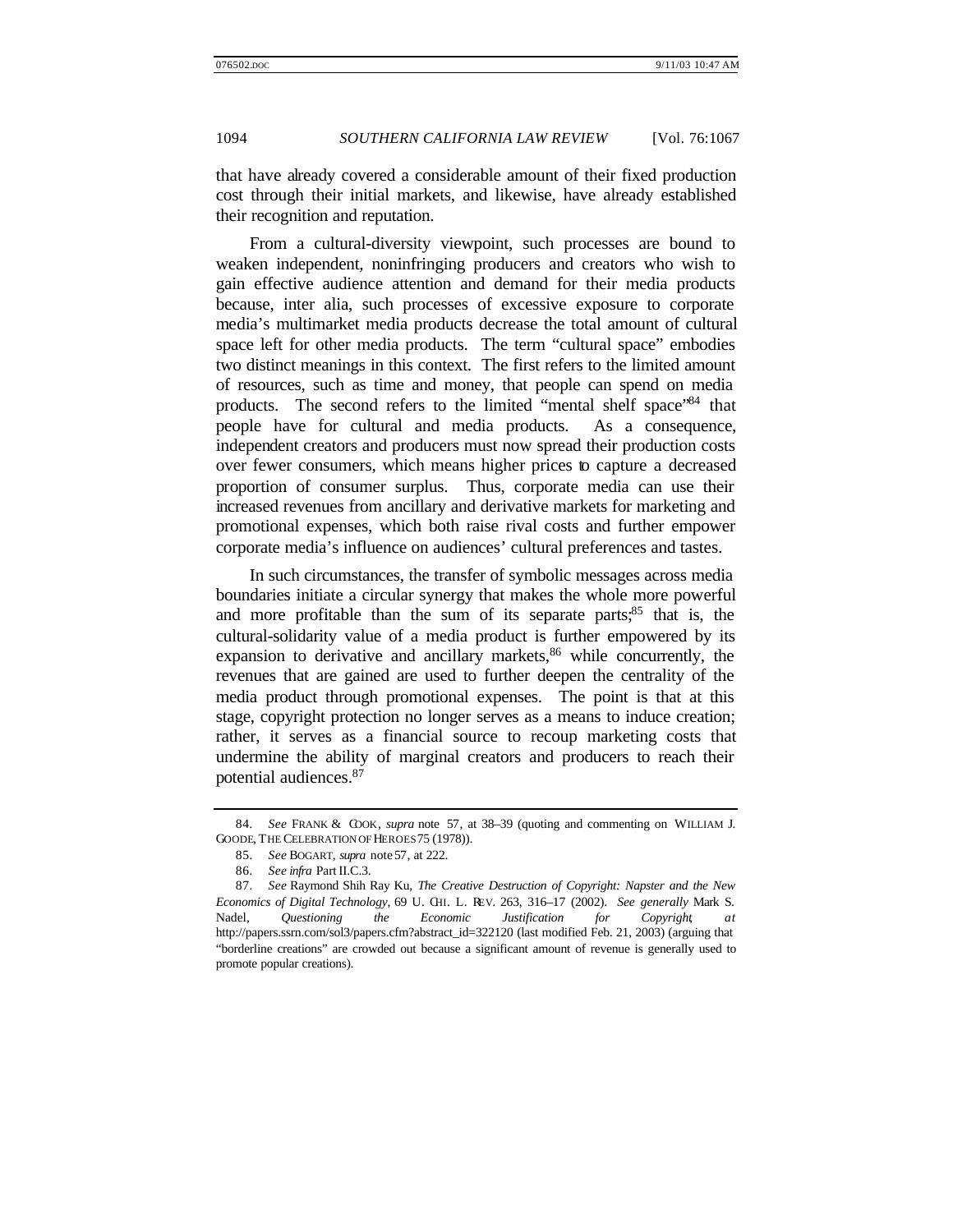that have already covered a considerable amount of their fixed production cost through their initial markets, and likewise, have already established their recognition and reputation.

From a cultural-diversity viewpoint, such processes are bound to weaken independent, noninfringing producers and creators who wish to gain effective audience attention and demand for their media products because, inter alia, such processes of excessive exposure to corporate media's multimarket media products decrease the total amount of cultural space left for other media products. The term "cultural space" embodies two distinct meanings in this context. The first refers to the limited amount of resources, such as time and money, that people can spend on media products. The second refers to the limited "mental shelf space"[84] that people have for cultural and media products. As a consequence, independent creators and producers must now spread their production costs over fewer consumers, which means higher prices to capture a decreased proportion of consumer surplus. Thus, corporate media can use their increased revenues from ancillary and derivative markets for marketing and promotional expenses, which both raise rival costs and further empower corporate media's influence on audiences' cultural preferences and tastes.

In such circumstances, the transfer of symbolic messages across media boundaries initiate a circular synergy that makes the whole more powerful and more profitable than the sum of its separate parts;[85] that is, the cultural-solidarity value of a media product is further empowered by its expansion to derivative and ancillary markets,[86] while concurrently, the revenues that are gained are used to further deepen the centrality of the media product through promotional expenses. The point is that at this stage, copyright protection no longer serves as a means to induce creation; rather, it serves as a financial source to recoup marketing costs that undermine the ability of marginal creators and producers to reach their potential audiences.[87]

---

84. *See* FRANK & COOK, *supra* note 57, at 38–39 (quoting and commenting on WILLIAM J. GOODE, THE CELEBRATION OF HEROES 75 (1978)).

85. *See* BOGART, *supra* note 57, at 222.

86. *See infra* Part II.C.3.

87. *See* Raymond Shih Ray Ku, *The Creative Destruction of Copyright: Napster and the New Economics of Digital Technology*, 69 U. CHI. L. REV. 263, 316–17 (2002). *See generally* Mark S. Nadel, *Questioning the Economic Justification for Copyright*, *at* http://papers.ssrn.com/sol3/papers.cfm?abstract_id=322120 (last modified Feb. 21, 2003) (arguing that "borderline creations" are crowded out because a significant amount of revenue is generally used to promote popular creations).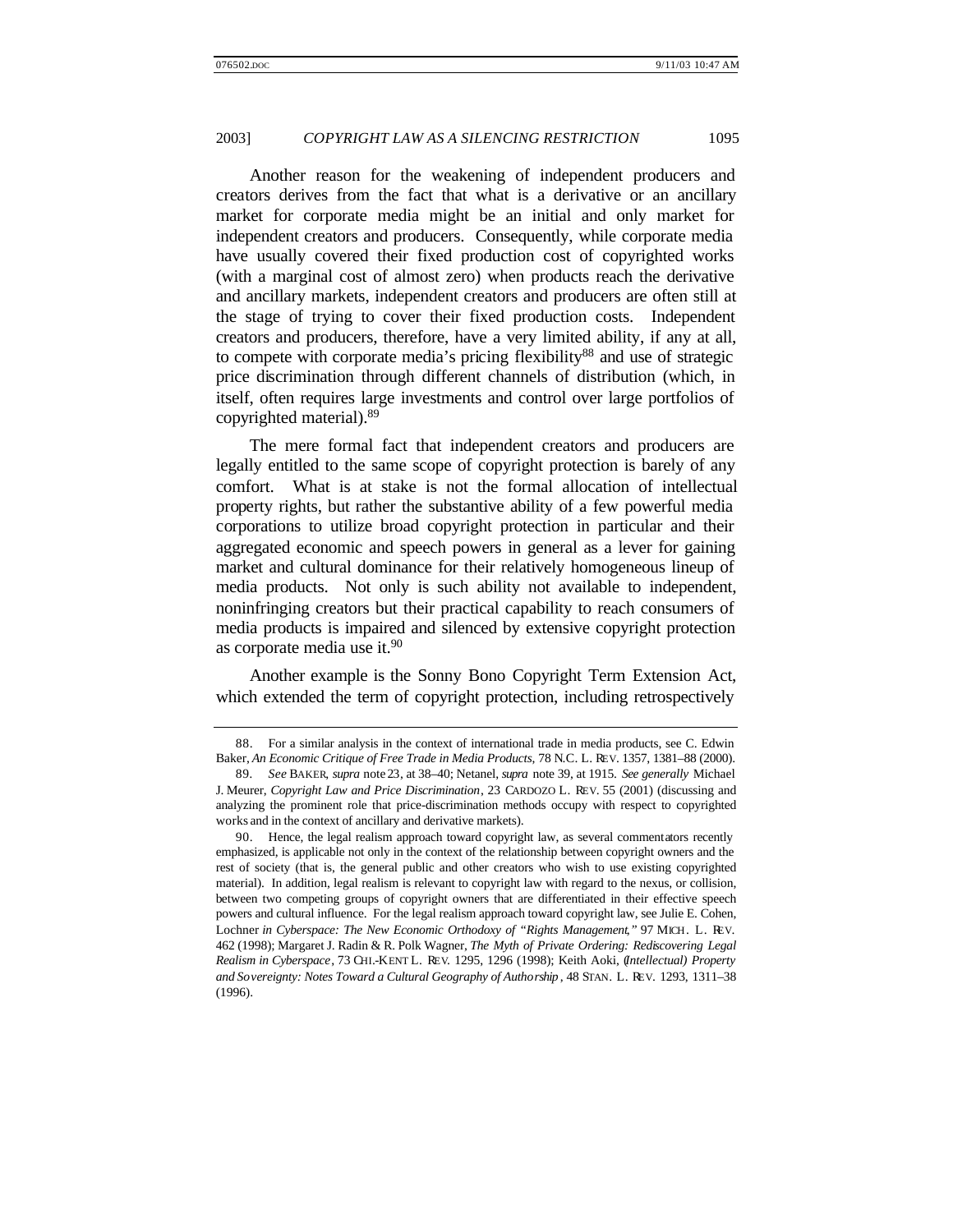Another reason for the weakening of independent producers and creators derives from the fact that what is a derivative or an ancillary market for corporate media might be an initial and only market for independent creators and producers. Consequently, while corporate media have usually covered their fixed production cost of copyrighted works (with a marginal cost of almost zero) when products reach the derivative and ancillary markets, independent creators and producers are often still at the stage of trying to cover their fixed production costs. Independent creators and producers, therefore, have a very limited ability, if any at all, to compete with corporate media's pricing flexibility[88] and use of strategic price discrimination through different channels of distribution (which, in itself, often requires large investments and control over large portfolios of copyrighted material).[89]

The mere formal fact that independent creators and producers are legally entitled to the same scope of copyright protection is barely of any comfort. What is at stake is not the formal allocation of intellectual property rights, but rather the substantive ability of a few powerful media corporations to utilize broad copyright protection in particular and their aggregated economic and speech powers in general as a lever for gaining market and cultural dominance for their relatively homogeneous lineup of media products. Not only is such ability not available to independent, noninfringing creators but their practical capability to reach consumers of media products is impaired and silenced by extensive copyright protection as corporate media use it.[90]

Another example is the Sonny Bono Copyright Term Extension Act, which extended the term of copyright protection, including retrospectively

---

88. For a similar analysis in the context of international trade in media products, see C. Edwin Baker, *An Economic Critique of Free Trade in Media Products*, 78 N.C. L. REV. 1357, 1381–88 (2000).

89. *See* BAKER, *supra* note 23, at 38–40; Netanel, *supra* note 39, at 1915. *See generally* Michael J. Meurer, *Copyright Law and Price Discrimination*, 23 CARDOZO L. REV. 55 (2001) (discussing and analyzing the prominent role that price-discrimination methods occupy with respect to copyrighted works and in the context of ancillary and derivative markets).

90. Hence, the legal realism approach toward copyright law, as several commentators recently emphasized, is applicable not only in the context of the relationship between copyright owners and the rest of society (that is, the general public and other creators who wish to use existing copyrighted material). In addition, legal realism is relevant to copyright law with regard to the nexus, or collision, between two competing groups of copyright owners that are differentiated in their effective speech powers and cultural influence. For the legal realism approach toward copyright law, see Julie E. Cohen, Lochner *in Cyberspace: The New Economic Orthodoxy of "Rights Management*,*"* 97 MICH. L. REV. 462 (1998); Margaret J. Radin & R. Polk Wagner, *The Myth of Private Ordering: Rediscovering Legal Realism in Cyberspace*, 73 CHI.-KENT L. REV. 1295, 1296 (1998); Keith Aoki, *(Intellectual) Property and Sovereignty: Notes Toward a Cultural Geography of Authorship*, 48 STAN. L. REV. 1293, 1311–38 (1996).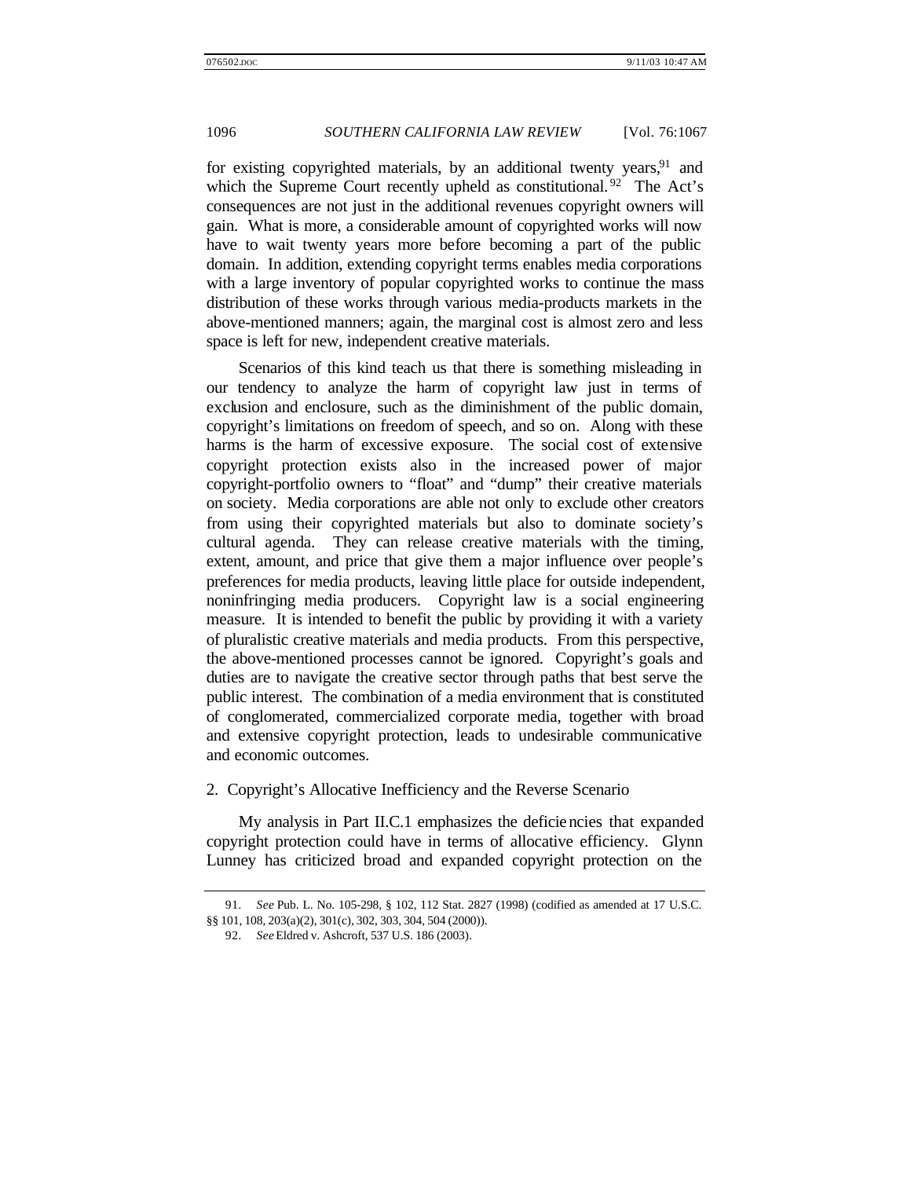for existing copyrighted materials, by an additional twenty years,[91] and which the Supreme Court recently upheld as constitutional.[92] The Act's consequences are not just in the additional revenues copyright owners will gain. What is more, a considerable amount of copyrighted works will now have to wait twenty years more before becoming a part of the public domain. In addition, extending copyright terms enables media corporations with a large inventory of popular copyrighted works to continue the mass distribution of these works through various media-products markets in the above-mentioned manners; again, the marginal cost is almost zero and less space is left for new, independent creative materials.

Scenarios of this kind teach us that there is something misleading in our tendency to analyze the harm of copyright law just in terms of exclusion and enclosure, such as the diminishment of the public domain, copyright's limitations on freedom of speech, and so on. Along with these harms is the harm of excessive exposure. The social cost of extensive copyright protection exists also in the increased power of major copyright-portfolio owners to "float" and "dump" their creative materials on society. Media corporations are able not only to exclude other creators from using their copyrighted materials but also to dominate society's cultural agenda. They can release creative materials with the timing, extent, amount, and price that give them a major influence over people's preferences for media products, leaving little place for outside independent, noninfringing media producers. Copyright law is a social engineering measure. It is intended to benefit the public by providing it with a variety of pluralistic creative materials and media products. From this perspective, the above-mentioned processes cannot be ignored. Copyright's goals and duties are to navigate the creative sector through paths that best serve the public interest. The combination of a media environment that is constituted of conglomerated, commercialized corporate media, together with broad and extensive copyright protection, leads to undesirable communicative and economic outcomes.

### 2. Copyright's Allocative Inefficiency and the Reverse Scenario

My analysis in Part II.C.1 emphasizes the deficiencies that expanded copyright protection could have in terms of allocative efficiency. Glynn Lunney has criticized broad and expanded copyright protection on the

---

91. *See* Pub. L. No. 105-298, § 102, 112 Stat. 2827 (1998) (codified as amended at 17 U.S.C. §§ 101, 108, 203(a)(2), 301(c), 302, 303, 304, 504 (2000)).

92. *See* Eldred v. Ashcroft, 537 U.S. 186 (2003).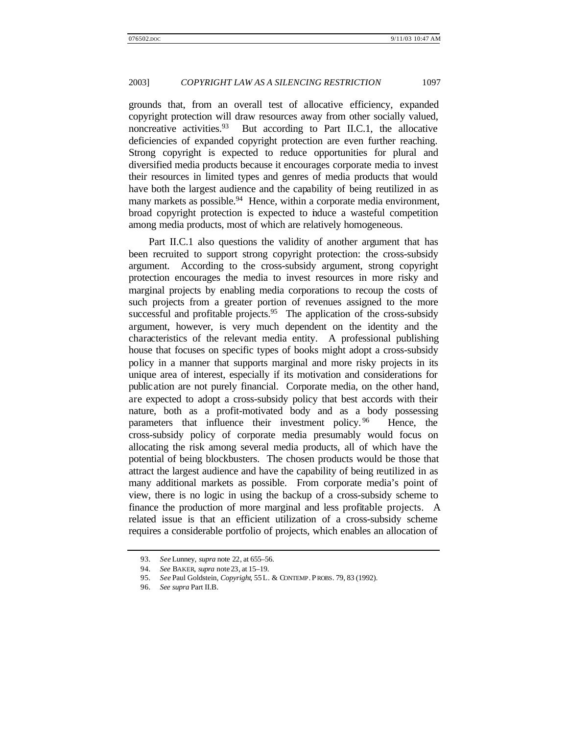grounds that, from an overall test of allocative efficiency, expanded copyright protection will draw resources away from other socially valued, noncreative activities.[93] But according to Part II.C.1, the allocative deficiencies of expanded copyright protection are even further reaching. Strong copyright is expected to reduce opportunities for plural and diversified media products because it encourages corporate media to invest their resources in limited types and genres of media products that would have both the largest audience and the capability of being reutilized in as many markets as possible.[94] Hence, within a corporate media environment, broad copyright protection is expected to induce a wasteful competition among media products, most of which are relatively homogeneous.

Part II.C.1 also questions the validity of another argument that has been recruited to support strong copyright protection: the cross-subsidy argument. According to the cross-subsidy argument, strong copyright protection encourages the media to invest resources in more risky and marginal projects by enabling media corporations to recoup the costs of such projects from a greater portion of revenues assigned to the more successful and profitable projects.[95] The application of the cross-subsidy argument, however, is very much dependent on the identity and the characteristics of the relevant media entity. A professional publishing house that focuses on specific types of books might adopt a cross-subsidy policy in a manner that supports marginal and more risky projects in its unique area of interest, especially if its motivation and considerations for publication are not purely financial. Corporate media, on the other hand, are expected to adopt a cross-subsidy policy that best accords with their nature, both as a profit-motivated body and as a body possessing parameters that influence their investment policy.[96] Hence, the cross-subsidy policy of corporate media presumably would focus on allocating the risk among several media products, all of which have the potential of being blockbusters. The chosen products would be those that attract the largest audience and have the capability of being reutilized in as many additional markets as possible. From corporate media's point of view, there is no logic in using the backup of a cross-subsidy scheme to finance the production of more marginal and less profitable projects. A related issue is that an efficient utilization of a cross-subsidy scheme requires a considerable portfolio of projects, which enables an allocation of

---

93. *See* Lunney, *supra* note 22, at 655–56.

94. *See* BAKER, *supra* note 23, at 15–19.

95. *See* Paul Goldstein, *Copyright*, 55 L. & CONTEMP. PROBS. 79, 83 (1992).

96. *See supra* Part II.B.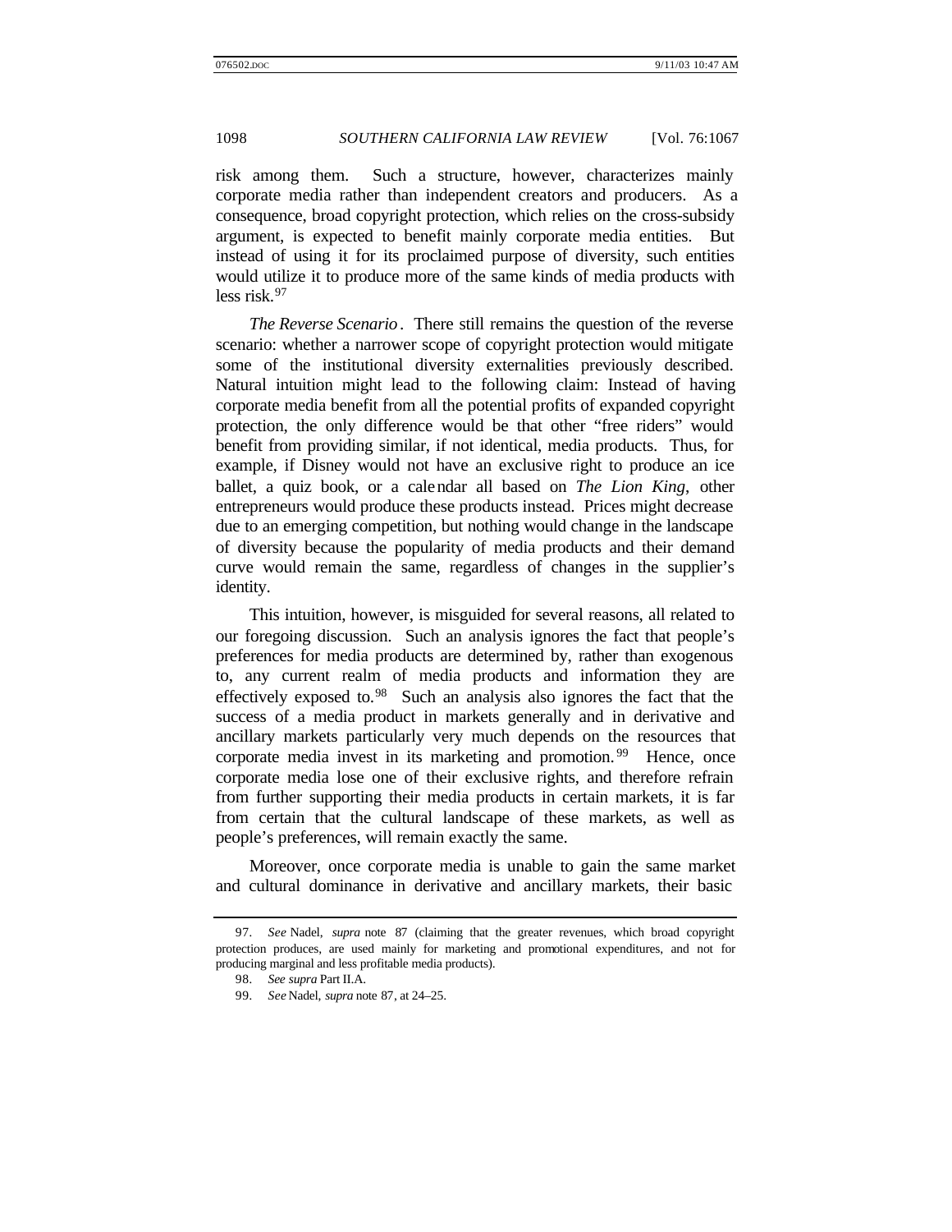risk among them. Such a structure, however, characterizes mainly corporate media rather than independent creators and producers. As a consequence, broad copyright protection, which relies on the cross-subsidy argument, is expected to benefit mainly corporate media entities. But instead of using it for its proclaimed purpose of diversity, such entities would utilize it to produce more of the same kinds of media products with less risk.[97]

*The Reverse Scenario*. There still remains the question of the reverse scenario: whether a narrower scope of copyright protection would mitigate some of the institutional diversity externalities previously described. Natural intuition might lead to the following claim: Instead of having corporate media benefit from all the potential profits of expanded copyright protection, the only difference would be that other "free riders" would benefit from providing similar, if not identical, media products. Thus, for example, if Disney would not have an exclusive right to produce an ice ballet, a quiz book, or a calendar all based on *The Lion King*, other entrepreneurs would produce these products instead. Prices might decrease due to an emerging competition, but nothing would change in the landscape of diversity because the popularity of media products and their demand curve would remain the same, regardless of changes in the supplier's identity.

This intuition, however, is misguided for several reasons, all related to our foregoing discussion. Such an analysis ignores the fact that people's preferences for media products are determined by, rather than exogenous to, any current realm of media products and information they are effectively exposed to.[98] Such an analysis also ignores the fact that the success of a media product in markets generally and in derivative and ancillary markets particularly very much depends on the resources that corporate media invest in its marketing and promotion.[99] Hence, once corporate media lose one of their exclusive rights, and therefore refrain from further supporting their media products in certain markets, it is far from certain that the cultural landscape of these markets, as well as people's preferences, will remain exactly the same.

Moreover, once corporate media is unable to gain the same market and cultural dominance in derivative and ancillary markets, their basic

---

97. *See* Nadel, *supra* note 87 (claiming that the greater revenues, which broad copyright protection produces, are used mainly for marketing and promotional expenditures, and not for producing marginal and less profitable media products).

98. *See supra* Part II.A.

99. *See* Nadel, *supra* note 87, at 24–25.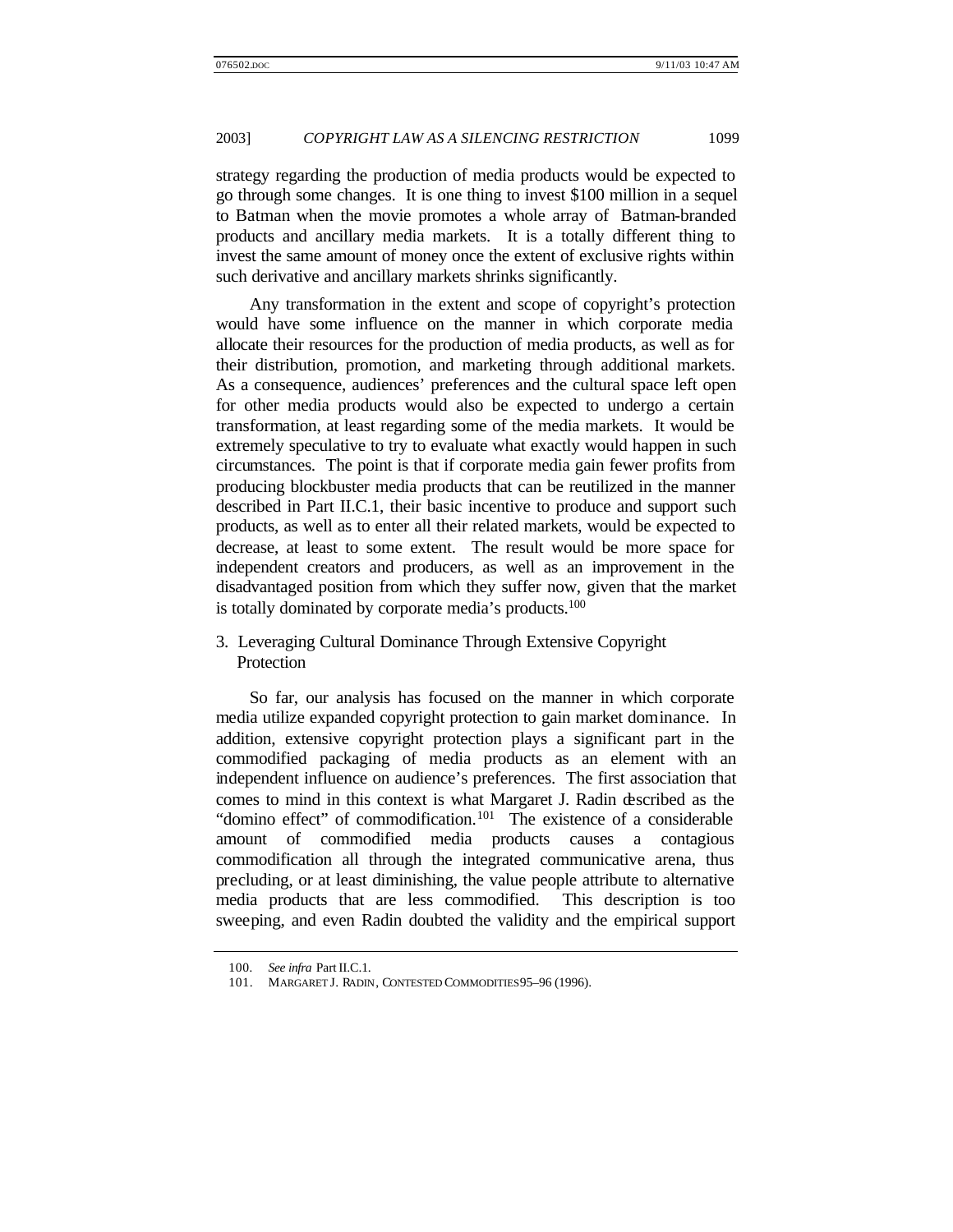strategy regarding the production of media products would be expected to go through some changes. It is one thing to invest $100 million in a sequel to Batman when the movie promotes a whole array of Batman-branded products and ancillary media markets. It is a totally different thing to invest the same amount of money once the extent of exclusive rights within such derivative and ancillary markets shrinks significantly.

Any transformation in the extent and scope of copyright's protection would have some influence on the manner in which corporate media allocate their resources for the production of media products, as well as for their distribution, promotion, and marketing through additional markets. As a consequence, audiences' preferences and the cultural space left open for other media products would also be expected to undergo a certain transformation, at least regarding some of the media markets. It would be extremely speculative to try to evaluate what exactly would happen in such circumstances. The point is that if corporate media gain fewer profits from producing blockbuster media products that can be reutilized in the manner described in Part II.C.1, their basic incentive to produce and support such products, as well as to enter all their related markets, would be expected to decrease, at least to some extent. The result would be more space for independent creators and producers, as well as an improvement in the disadvantaged position from which they suffer now, given that the market is totally dominated by corporate media's products.[100]

3. Leveraging Cultural Dominance Through Extensive Copyright Protection

So far, our analysis has focused on the manner in which corporate media utilize expanded copyright protection to gain market dominance. In addition, extensive copyright protection plays a significant part in the commodified packaging of media products as an element with an independent influence on audience's preferences. The first association that comes to mind in this context is what Margaret J. Radin described as the "domino effect" of commodification.[101] The existence of a considerable amount of commodified media products causes a contagious commodification all through the integrated communicative arena, thus precluding, or at least diminishing, the value people attribute to alternative media products that are less commodified. This description is too sweeping, and even Radin doubted the validity and the empirical support

---

100. *See infra* Part II.C.1.

101. MARGARET J. RADIN, CONTESTED COMMODITIES 95–96 (1996).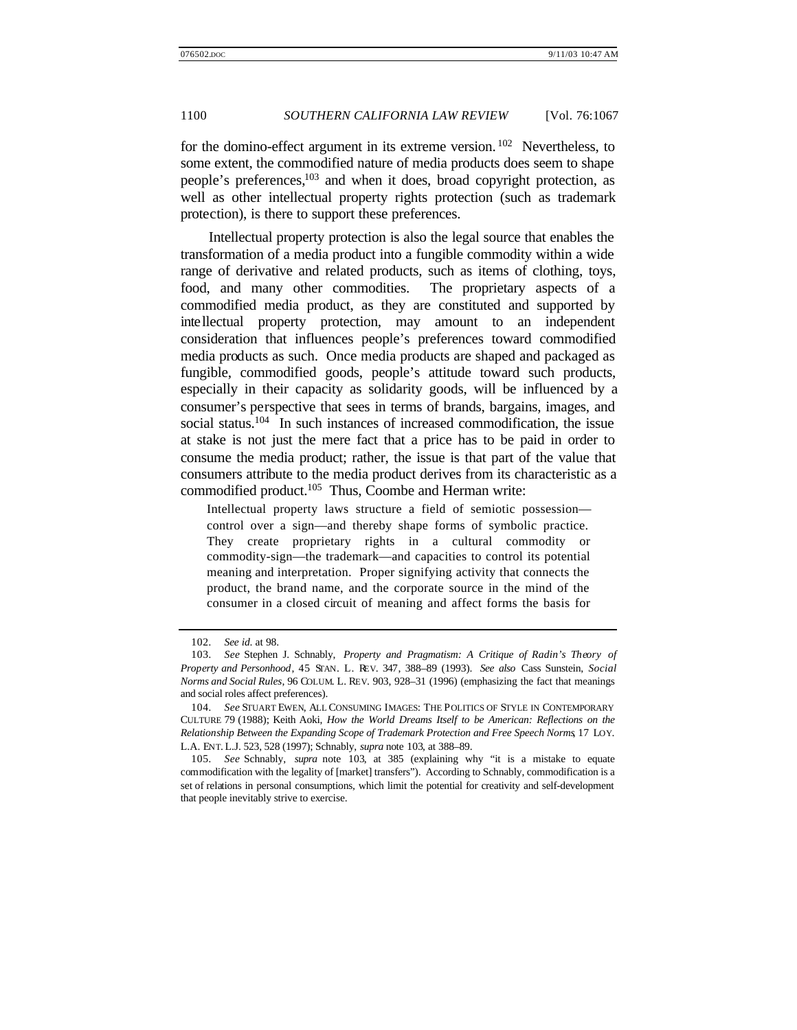for the domino-effect argument in its extreme version.[102] Nevertheless, to some extent, the commodified nature of media products does seem to shape people's preferences,[103] and when it does, broad copyright protection, as well as other intellectual property rights protection (such as trademark protection), is there to support these preferences.

Intellectual property protection is also the legal source that enables the transformation of a media product into a fungible commodity within a wide range of derivative and related products, such as items of clothing, toys, food, and many other commodities. The proprietary aspects of a commodified media product, as they are constituted and supported by intellectual property protection, may amount to an independent consideration that influences people's preferences toward commodified media products as such. Once media products are shaped and packaged as fungible, commodified goods, people's attitude toward such products, especially in their capacity as solidarity goods, will be influenced by a consumer's perspective that sees in terms of brands, bargains, images, and social status.[104] In such instances of increased commodification, the issue at stake is not just the mere fact that a price has to be paid in order to consume the media product; rather, the issue is that part of the value that consumers attribute to the media product derives from its characteristic as a commodified product.[105] Thus, Coombe and Herman write:

> Intellectual property laws structure a field of semiotic possession—control over a sign—and thereby shape forms of symbolic practice. They create proprietary rights in a cultural commodity or commodity-sign—the trademark—and capacities to control its potential meaning and interpretation. Proper signifying activity that connects the product, the brand name, and the corporate source in the mind of the consumer in a closed circuit of meaning and affect forms the basis for

---

102. *See id.* at 98.

103. *See* Stephen J. Schnably, *Property and Pragmatism: A Critique of Radin's Theory of Property and Personhood*, 45 STAN. L. REV. 347, 388–89 (1993). *See also* Cass Sunstein, *Social Norms and Social Rules*, 96 COLUM. L. REV. 903, 928–31 (1996) (emphasizing the fact that meanings and social roles affect preferences).

104. *See* STUART EWEN, ALL CONSUMING IMAGES: THE POLITICS OF STYLE IN CONTEMPORARY CULTURE 79 (1988); Keith Aoki, *How the World Dreams Itself to be American: Reflections on the Relationship Between the Expanding Scope of Trademark Protection and Free Speech Norms*, 17 LOY. L.A. ENT. L.J. 523, 528 (1997); Schnably, *supra* note 103, at 388–89.

105. *See* Schnably, *supra* note 103, at 385 (explaining why "it is a mistake to equate commodification with the legality of [market] transfers"). According to Schnably, commodification is a set of relations in personal consumptions, which limit the potential for creativity and self-development that people inevitably strive to exercise.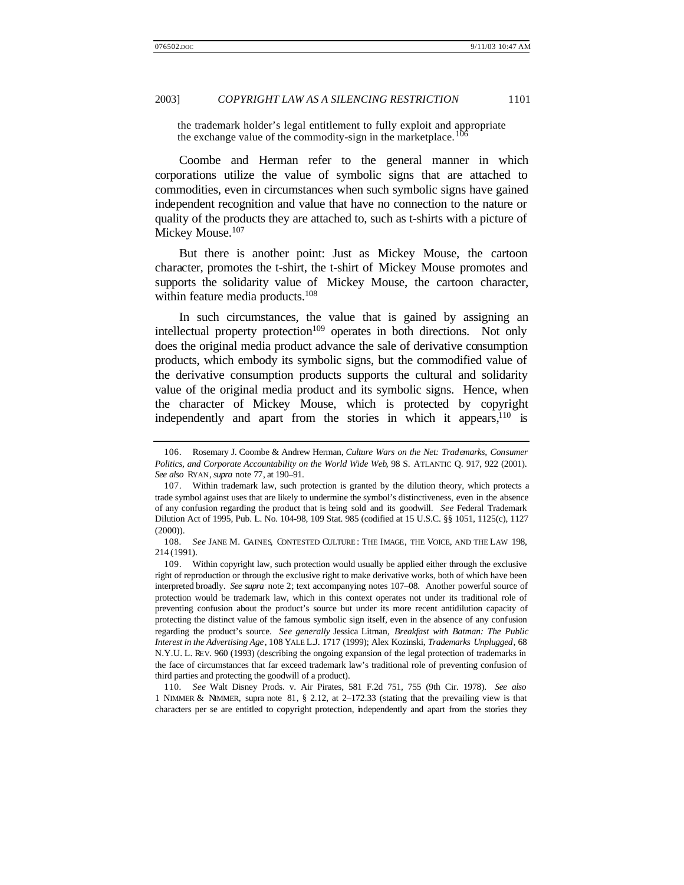the trademark holder's legal entitlement to fully exploit and appropriate the exchange value of the commodity-sign in the marketplace.[106]

Coombe and Herman refer to the general manner in which corporations utilize the value of symbolic signs that are attached to commodities, even in circumstances when such symbolic signs have gained independent recognition and value that have no connection to the nature or quality of the products they are attached to, such as t-shirts with a picture of Mickey Mouse.[107]

But there is another point: Just as Mickey Mouse, the cartoon character, promotes the t-shirt, the t-shirt of Mickey Mouse promotes and supports the solidarity value of Mickey Mouse, the cartoon character, within feature media products.[108]

In such circumstances, the value that is gained by assigning an intellectual property protection[109] operates in both directions. Not only does the original media product advance the sale of derivative consumption products, which embody its symbolic signs, but the commodified value of the derivative consumption products supports the cultural and solidarity value of the original media product and its symbolic signs. Hence, when the character of Mickey Mouse, which is protected by copyright independently and apart from the stories in which it appears,[110] is

---

106. Rosemary J. Coombe & Andrew Herman, *Culture Wars on the Net: Trademarks, Consumer Politics, and Corporate Accountability on the World Wide Web*, 98 S. ATLANTIC Q. 917, 922 (2001). *See also* RYAN, *supra* note 77, at 190–91.

107. Within trademark law, such protection is granted by the dilution theory, which protects a trade symbol against uses that are likely to undermine the symbol's distinctiveness, even in the absence of any confusion regarding the product that is being sold and its goodwill. *See* Federal Trademark Dilution Act of 1995, Pub. L. No. 104-98, 109 Stat. 985 (codified at 15 U.S.C. §§ 1051, 1125(c), 1127 (2000)).

108. *See* JANE M. GAINES, CONTESTED CULTURE: THE IMAGE, THE VOICE, AND THE LAW 198, 214 (1991).

109. Within copyright law, such protection would usually be applied either through the exclusive right of reproduction or through the exclusive right to make derivative works, both of which have been interpreted broadly. *See supra* note 2; text accompanying notes 107–08. Another powerful source of protection would be trademark law, which in this context operates not under its traditional role of preventing confusion about the product's source but under its more recent antidilution capacity of protecting the distinct value of the famous symbolic sign itself, even in the absence of any confusion regarding the product's source. *See generally* Jessica Litman, *Breakfast with Batman: The Public Interest in the Advertising Age*, 108 YALE L.J. 1717 (1999); Alex Kozinski, *Trademarks Unplugged*, 68 N.Y.U. L. REV. 960 (1993) (describing the ongoing expansion of the legal protection of trademarks in the face of circumstances that far exceed trademark law's traditional role of preventing confusion of third parties and protecting the goodwill of a product).

110. *See* Walt Disney Prods. v. Air Pirates, 581 F.2d 751, 755 (9th Cir. 1978). *See also* 1 NIMMER & NIMMER, supra note 81, § 2.12, at 2–172.33 (stating that the prevailing view is that characters per se are entitled to copyright protection, independently and apart from the stories they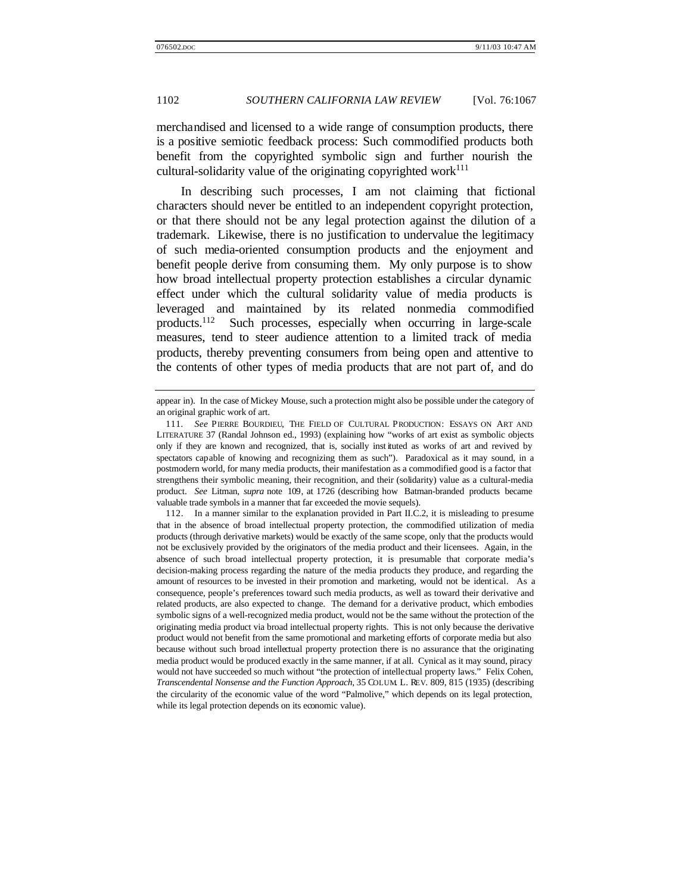merchandised and licensed to a wide range of consumption products, there is a positive semiotic feedback process: Such commodified products both benefit from the copyrighted symbolic sign and further nourish the cultural-solidarity value of the originating copyrighted work[111]

In describing such processes, I am not claiming that fictional characters should never be entitled to an independent copyright protection, or that there should not be any legal protection against the dilution of a trademark. Likewise, there is no justification to undervalue the legitimacy of such media-oriented consumption products and the enjoyment and benefit people derive from consuming them. My only purpose is to show how broad intellectual property protection establishes a circular dynamic effect under which the cultural solidarity value of media products is leveraged and maintained by its related nonmedia commodified products.[112] Such processes, especially when occurring in large-scale measures, tend to steer audience attention to a limited track of media products, thereby preventing consumers from being open and attentive to the contents of other types of media products that are not part of, and do

---

appear in). In the case of Mickey Mouse, such a protection might also be possible under the category of an original graphic work of art.

111. *See* PIERRE BOURDIEU, THE FIELD OF CULTURAL PRODUCTION: ESSAYS ON ART AND LITERATURE 37 (Randal Johnson ed., 1993) (explaining how "works of art exist as symbolic objects only if they are known and recognized, that is, socially instituted as works of art and revived by spectators capable of knowing and recognizing them as such"). Paradoxical as it may sound, in a postmodern world, for many media products, their manifestation as a commodified good is a factor that strengthens their symbolic meaning, their recognition, and their (solidarity) value as a cultural-media product. *See* Litman, *supra* note 109, at 1726 (describing how Batman-branded products became valuable trade symbols in a manner that far exceeded the movie sequels).

112. In a manner similar to the explanation provided in Part II.C.2, it is misleading to presume that in the absence of broad intellectual property protection, the commodified utilization of media products (through derivative markets) would be exactly of the same scope, only that the products would not be exclusively provided by the originators of the media product and their licensees. Again, in the absence of such broad intellectual property protection, it is presumable that corporate media's decision-making process regarding the nature of the media products they produce, and regarding the amount of resources to be invested in their promotion and marketing, would not be identical. As a consequence, people's preferences toward such media products, as well as toward their derivative and related products, are also expected to change. The demand for a derivative product, which embodies symbolic signs of a well-recognized media product, would not be the same without the protection of the originating media product via broad intellectual property rights. This is not only because the derivative product would not benefit from the same promotional and marketing efforts of corporate media but also because without such broad intellectual property protection there is no assurance that the originating media product would be produced exactly in the same manner, if at all. Cynical as it may sound, piracy would not have succeeded so much without "the protection of intellectual property laws." Felix Cohen, *Transcendental Nonsense and the Function Approach*, 35 COLUM. L. REV. 809, 815 (1935) (describing the circularity of the economic value of the word "Palmolive," which depends on its legal protection, while its legal protection depends on its economic value).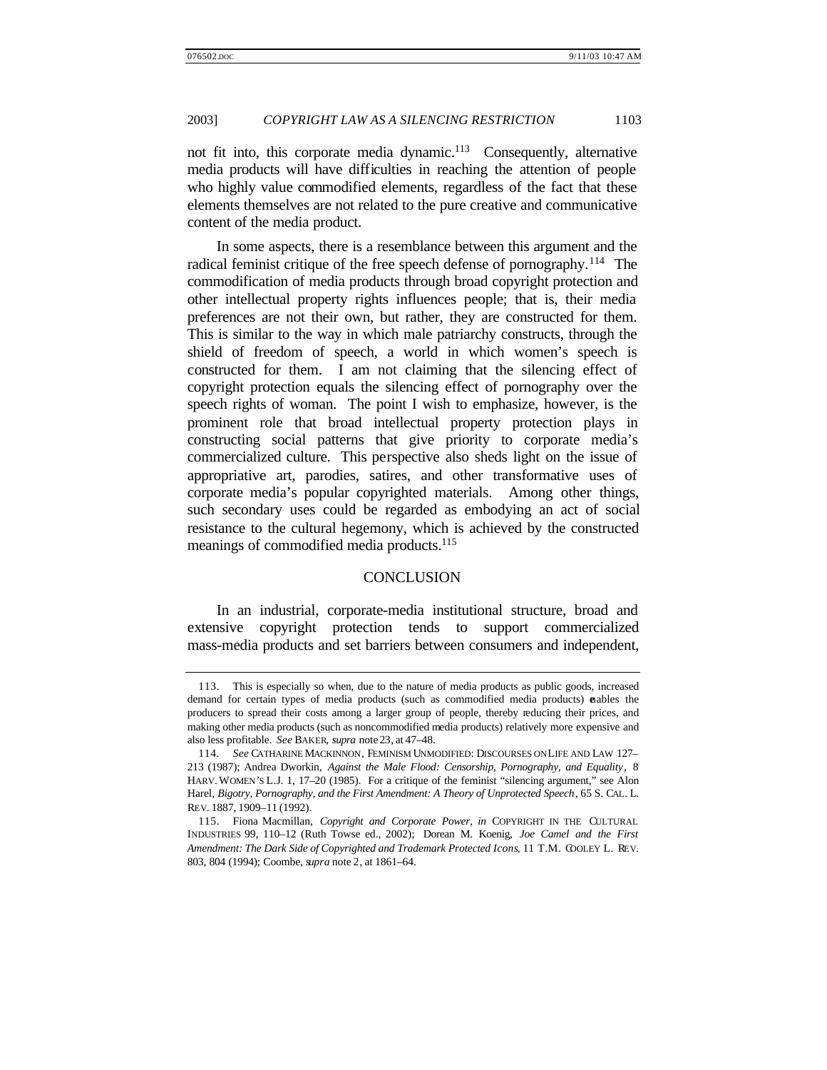not fit into, this corporate media dynamic.[113] Consequently, alternative media products will have difficulties in reaching the attention of people who highly value commodified elements, regardless of the fact that these elements themselves are not related to the pure creative and communicative content of the media product.

In some aspects, there is a resemblance between this argument and the radical feminist critique of the free speech defense of pornography.[114] The commodification of media products through broad copyright protection and other intellectual property rights influences people; that is, their media preferences are not their own, but rather, they are constructed for them. This is similar to the way in which male patriarchy constructs, through the shield of freedom of speech, a world in which women's speech is constructed for them. I am not claiming that the silencing effect of copyright protection equals the silencing effect of pornography over the speech rights of woman. The point I wish to emphasize, however, is the prominent role that broad intellectual property protection plays in constructing social patterns that give priority to corporate media's commercialized culture. This perspective also sheds light on the issue of appropriative art, parodies, satires, and other transformative uses of corporate media's popular copyrighted materials. Among other things, such secondary uses could be regarded as embodying an act of social resistance to the cultural hegemony, which is achieved by the constructed meanings of commodified media products.[115]

## CONCLUSION

In an industrial, corporate-media institutional structure, broad and extensive copyright protection tends to support commercialized mass-media products and set barriers between consumers and independent,

---

113. This is especially so when, due to the nature of media products as public goods, increased demand for certain types of media products (such as commodified media products) enables the producers to spread their costs among a larger group of people, thereby reducing their prices, and making other media products (such as noncommodified media products) relatively more expensive and also less profitable. *See* BAKER, *supra* note 23, at 47–48.

114. *See* CATHARINE MACKINNON, FEMINISM UNMODIFIED: DISCOURSES ON LIFE AND LAW 127–213 (1987); Andrea Dworkin, *Against the Male Flood: Censorship, Pornography, and Equality*, 8 HARV. WOMEN'S L.J. 1, 17–20 (1985). For a critique of the feminist "silencing argument," see Alon Harel, *Bigotry, Pornography, and the First Amendment: A Theory of Unprotected Speech*, 65 S. CAL. L. REV. 1887, 1909–11 (1992).

115. Fiona Macmillan, *Copyright and Corporate Power*, *in* COPYRIGHT IN THE CULTURAL INDUSTRIES 99, 110–12 (Ruth Towse ed., 2002); Dorean M. Koenig, *Joe Camel and the First Amendment: The Dark Side of Copyrighted and Trademark Protected Icons*, 11 T.M. COOLEY L. REV. 803, 804 (1994); Coombe, *supra* note 2, at 1861–64.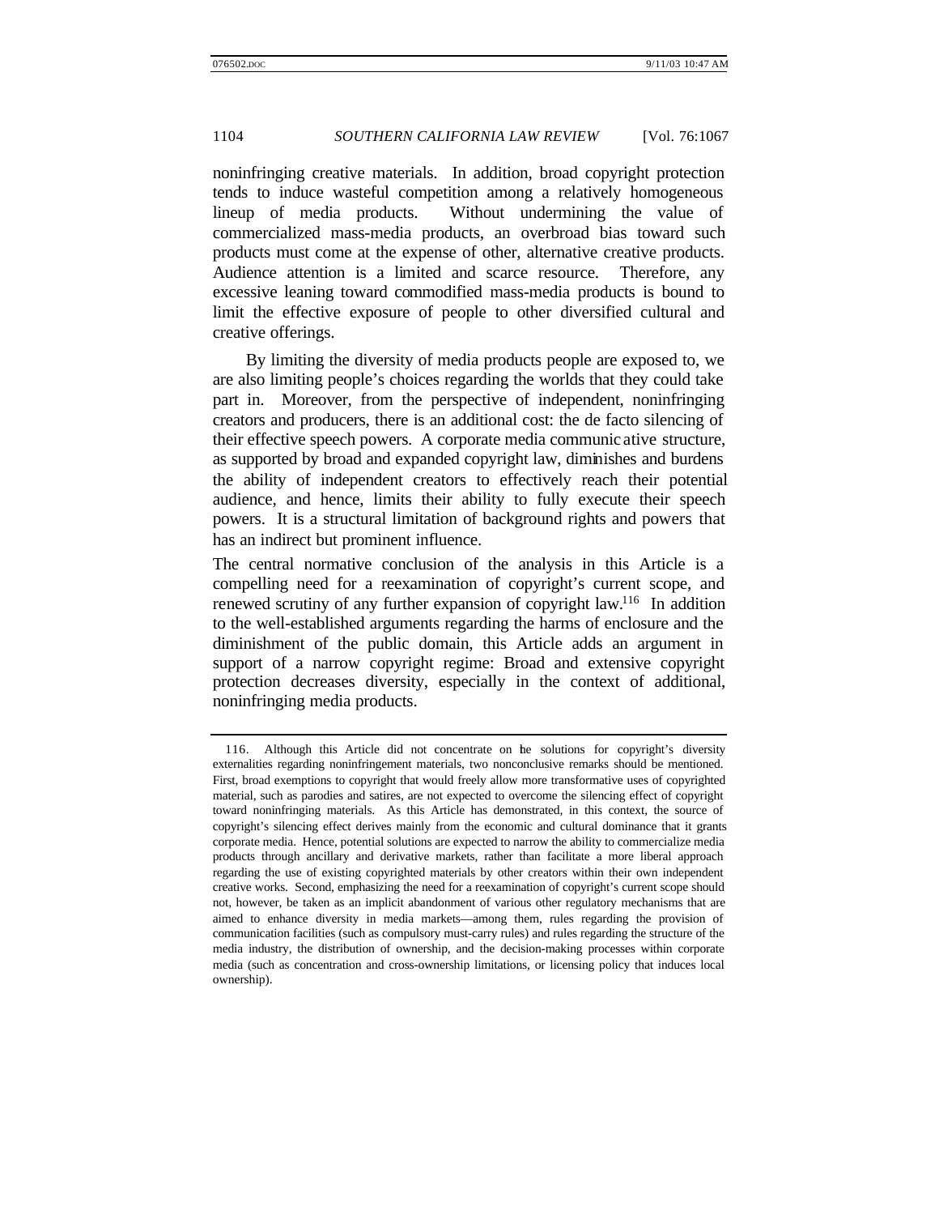noninfringing creative materials. In addition, broad copyright protection tends to induce wasteful competition among a relatively homogeneous lineup of media products. Without undermining the value of commercialized mass-media products, an overbroad bias toward such products must come at the expense of other, alternative creative products. Audience attention is a limited and scarce resource. Therefore, any excessive leaning toward commodified mass-media products is bound to limit the effective exposure of people to other diversified cultural and creative offerings.

By limiting the diversity of media products people are exposed to, we are also limiting people's choices regarding the worlds that they could take part in. Moreover, from the perspective of independent, noninfringing creators and producers, there is an additional cost: the de facto silencing of their effective speech powers. A corporate media communicative structure, as supported by broad and expanded copyright law, diminishes and burdens the ability of independent creators to effectively reach their potential audience, and hence, limits their ability to fully execute their speech powers. It is a structural limitation of background rights and powers that has an indirect but prominent influence.

The central normative conclusion of the analysis in this Article is a compelling need for a reexamination of copyright's current scope, and renewed scrutiny of any further expansion of copyright law.[116] In addition to the well-established arguments regarding the harms of enclosure and the diminishment of the public domain, this Article adds an argument in support of a narrow copyright regime: Broad and extensive copyright protection decreases diversity, especially in the context of additional, noninfringing media products.

116. Although this Article did not concentrate on the solutions for copyright's diversity externalities regarding noninfringement materials, two nonconclusive remarks should be mentioned. First, broad exemptions to copyright that would freely allow more transformative uses of copyrighted material, such as parodies and satires, are not expected to overcome the silencing effect of copyright toward noninfringing materials. As this Article has demonstrated, in this context, the source of copyright's silencing effect derives mainly from the economic and cultural dominance that it grants corporate media. Hence, potential solutions are expected to narrow the ability to commercialize media products through ancillary and derivative markets, rather than facilitate a more liberal approach regarding the use of existing copyrighted materials by other creators within their own independent creative works. Second, emphasizing the need for a reexamination of copyright's current scope should not, however, be taken as an implicit abandonment of various other regulatory mechanisms that are aimed to enhance diversity in media markets—among them, rules regarding the provision of communication facilities (such as compulsory must-carry rules) and rules regarding the structure of the media industry, the distribution of ownership, and the decision-making processes within corporate media (such as concentration and cross-ownership limitations, or licensing policy that induces local ownership).